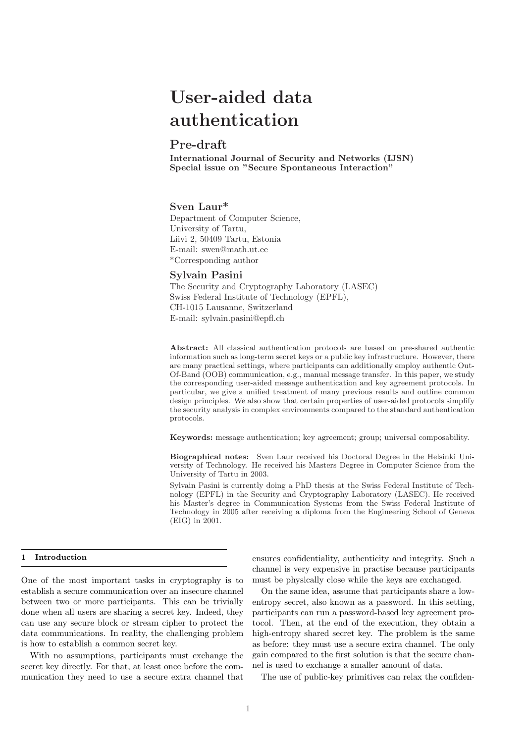# User-aided data authentication

## Pre-draft

**International Journal of Security and Networks (IJSN)**
**Special issue on "Secure Spontaneous Interaction"**

### Sven Laur*

Department of Computer Science,
University of Tartu,
Liivi 2, 50409 Tartu, Estonia
E-mail: swen@math.ut.ee
*Corresponding author

### Sylvain Pasini

The Security and Cryptography Laboratory (LASEC)
Swiss Federal Institute of Technology (EPFL),
CH-1015 Lausanne, Switzerland
E-mail: sylvain.pasini@epfl.ch

**Abstract:** All classical authentication protocols are based on pre-shared authentic information such as long-term secret keys or a public key infrastructure. However, there are many practical settings, where participants can additionally employ authentic Out-Of-Band (OOB) communication, e.g., manual message transfer. In this paper, we study the corresponding user-aided message authentication and key agreement protocols. In particular, we give a unified treatment of many previous results and outline common design principles. We also show that certain properties of user-aided protocols simplify the security analysis in complex environments compared to the standard authentication protocols.

**Keywords:** message authentication; key agreement; group; universal composability.

**Biographical notes:** Sven Laur received his Doctoral Degree in the Helsinki University of Technology. He received his Masters Degree in Computer Science from the University of Tartu in 2003.

Sylvain Pasini is currently doing a PhD thesis at the Swiss Federal Institute of Technology (EPFL) in the Security and Cryptography Laboratory (LASEC). He received his Master's degree in Communication Systems from the Swiss Federal Institute of Technology in 2005 after receiving a diploma from the Engineering School of Geneva (EIG) in 2001.

## 1 Introduction

One of the most important tasks in cryptography is to establish a secure communication over an insecure channel between two or more participants. This can be trivially done when all users are sharing a secret key. Indeed, they can use any secure block or stream cipher to protect the data communications. In reality, the challenging problem is how to establish a common secret key.

With no assumptions, participants must exchange the secret key directly. For that, at least once before the communication they need to use a secure extra channel that ensures confidentiality, authenticity and integrity. Such a channel is very expensive in practise because participants must be physically close while the keys are exchanged.

On the same idea, assume that participants share a low-entropy secret, also known as a password. In this setting, participants can run a password-based key agreement protocol. Then, at the end of the execution, they obtain a high-entropy shared secret key. The problem is the same as before: they must use a secure extra channel. The only gain compared to the first solution is that the secure channel is used to exchange a smaller amount of data.

The use of public-key primitives can relax the confiden-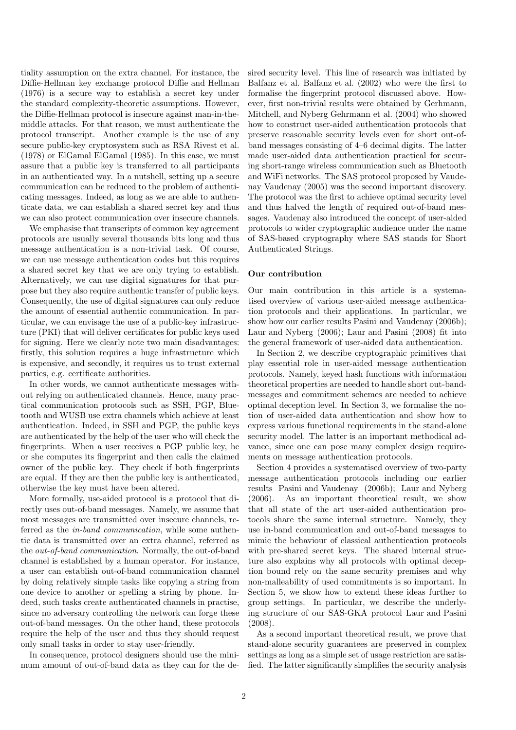tiality assumption on the extra channel. For instance, the Diffie-Hellman key exchange protocol Diffie and Hellman (1976) is a secure way to establish a secret key under the standard complexity-theoretic assumptions. However, the Diffie-Hellman protocol is insecure against man-in-the-middle attacks. For that reason, we must authenticate the protocol transcript. Another example is the use of any secure public-key cryptosystem such as RSA Rivest et al. (1978) or ElGamal ElGamal (1985). In this case, we must assure that a public key is transferred to all participants in an authenticated way. In a nutshell, setting up a secure communication can be reduced to the problem of authenticating messages. Indeed, as long as we are able to authenticate data, we can establish a shared secret key and thus we can also protect communication over insecure channels.

We emphasise that transcripts of common key agreement protocols are usually several thousands bits long and thus message authentication is a non-trivial task. Of course, we can use message authentication codes but this requires a shared secret key that we are only trying to establish. Alternatively, we can use digital signatures for that purpose but they also require authentic transfer of public keys. Consequently, the use of digital signatures can only reduce the amount of essential authentic communication. In particular, we can envisage the use of a public-key infrastructure (PKI) that will deliver certificates for public keys used for signing. Here we clearly note two main disadvantages: firstly, this solution requires a huge infrastructure which is expensive, and secondly, it requires us to trust external parties, e.g. certificate authorities.

In other words, we cannot authenticate messages without relying on authenticated channels. Hence, many practical communication protocols such as SSH, PGP, Bluetooth and WUSB use extra channels which achieve at least authentication. Indeed, in SSH and PGP, the public keys are authenticated by the help of the user who will check the fingerprints. When a user receives a PGP public key, he or she computes its fingerprint and then calls the claimed owner of the public key. They check if both fingerprints are equal. If they are then the public key is authenticated, otherwise the key must have been altered.

More formally, use-aided protocol is a protocol that directly uses out-of-band messages. Namely, we assume that most messages are transmitted over insecure channels, referred as the *in-band communication*, while some authentic data is transmitted over an extra channel, referred as the *out-of-band communication*. Normally, the out-of-band channel is established by a human operator. For instance, a user can establish out-of-band communication channel by doing relatively simple tasks like copying a string from one device to another or spelling a string by phone. Indeed, such tasks create authenticated channels in practise, since no adversary controlling the network can forge these out-of-band messages. On the other hand, these protocols require the help of the user and thus they should request only small tasks in order to stay user-friendly.

In consequence, protocol designers should use the minimum amount of out-of-band data as they can for the desired security level. This line of research was initiated by Balfanz et al. Balfanz et al. (2002) who were the first to formalise the fingerprint protocol discussed above. However, first non-trivial results were obtained by Gerhmann, Mitchell, and Nyberg Gehrmann et al. (2004) who showed how to construct user-aided authentication protocols that preserve reasonable security levels even for short out-of-band messages consisting of 4–6 decimal digits. The latter made user-aided data authentication practical for securing short-range wireless communication such as Bluetooth and WiFi networks. The SAS protocol proposed by Vaudenay Vaudenay (2005) was the second important discovery. The protocol was the first to achieve optimal security level and thus halved the length of required out-of-band messages. Vaudenay also introduced the concept of user-aided protocols to wider cryptographic audience under the name of SAS-based cryptography where SAS stands for Short Authenticated Strings.

#### Our contribution

Our main contribution in this article is a systematised overview of various user-aided message authentication protocols and their applications. In particular, we show how our earlier results Pasini and Vaudenay (2006b); Laur and Nyberg (2006); Laur and Pasini (2008) fit into the general framework of user-aided data authentication.

In Section 2, we describe cryptographic primitives that play essential role in user-aided message authentication protocols. Namely, keyed hash functions with information theoretical properties are needed to handle short out-band-messages and commitment schemes are needed to achieve optimal deception level. In Section 3, we formalise the notion of user-aided data authentication and show how to express various functional requirements in the stand-alone security model. The latter is an important methodical advance, since one can pose many complex design requirements on message authentication protocols.

Section 4 provides a systematised overview of two-party message authentication protocols including our earlier results Pasini and Vaudenay (2006b); Laur and Nyberg (2006). As an important theoretical result, we show that all state of the art user-aided authentication protocols share the same internal structure. Namely, they use in-band communication and out-of-band messages to mimic the behaviour of classical authentication protocols with pre-shared secret keys. The shared internal structure also explains why all protocols with optimal deception bound rely on the same security premises and why non-malleability of used commitments is so important. In Section 5, we show how to extend these ideas further to group settings. In particular, we describe the underlying structure of our SAS-GKA protocol Laur and Pasini (2008).

As a second important theoretical result, we prove that stand-alone security guarantees are preserved in complex settings as long as a simple set of usage restriction are satisfied. The latter significantly simplifies the security analysis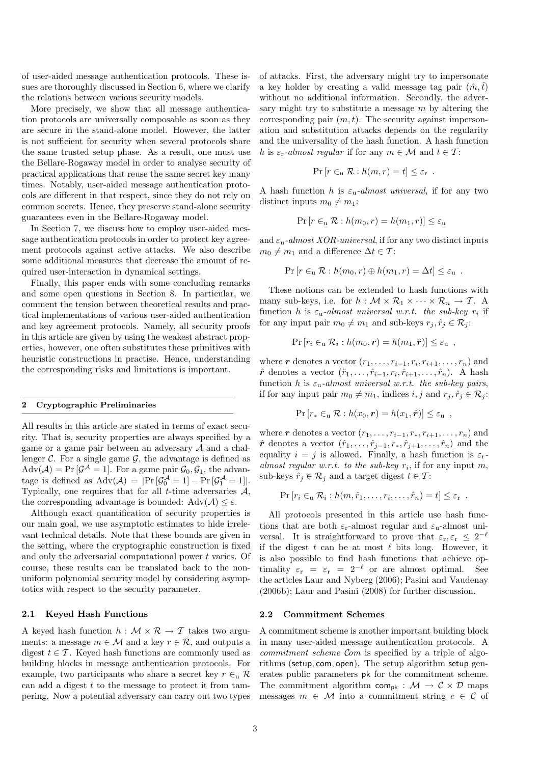of user-aided message authentication protocols. These issues are thoroughly discussed in Section 6, where we clarify the relations between various security models.

More precisely, we show that all message authentication protocols are universally composable as soon as they are secure in the stand-alone model. However, the latter is not sufficient for security when several protocols share the same trusted setup phase. As a result, one must use the Bellare-Rogaway model in order to analyse security of practical applications that reuse the same secret key many times. Notably, user-aided message authentication protocols are different in that respect, since they do not rely on common secrets. Hence, they preserve stand-alone security guarantees even in the Bellare-Rogaway model.

In Section 7, we discuss how to employ user-aided message authentication protocols in order to protect key agreement protocols against active attacks. We also describe some additional measures that decrease the amount of required user-interaction in dynamical settings.

Finally, this paper ends with some concluding remarks and some open questions in Section 8. In particular, we comment the tension between theoretical results and practical implementations of various user-aided authentication and key agreement protocols. Namely, all security proofs in this article are given by using the weakest abstract properties, however, one often substitutes these primitives with heuristic constructions in practise. Hence, understanding the corresponding risks and limitations is important.

## 2 Cryptographic Preliminaries

All results in this article are stated in terms of exact security. That is, security properties are always specified by a game or a game pair between an adversary $\mathcal{A}$ and a challenger $\mathcal{C}$. For a single game $\mathcal{G}$, the advantage is defined as $\mathrm{Adv}(\mathcal{A}) = \Pr[\mathcal{G}^{\mathcal{A}} = 1]$. For a game pair $\mathcal{G}_0, \mathcal{G}_1$, the advantage is defined as $\mathrm{Adv}(\mathcal{A}) = |\Pr[\mathcal{G}_0^{\mathcal{A}} = 1] - \Pr[\mathcal{G}_1^{\mathcal{A}} = 1]|$. Typically, one requires that for all $t$-time adversaries $\mathcal{A}$, the corresponding advantage is bounded: $\mathrm{Adv}(\mathcal{A}) \leq \varepsilon$.

Although exact quantification of security properties is our main goal, we use asymptotic estimates to hide irrelevant technical details. Note that these bounds are given in the setting, where the cryptographic construction is fixed and only the adversarial computational power $t$ varies. Of course, these results can be translated back to the non-uniform polynomial security model by considering asymptotics with respect to the security parameter.

### 2.1 Keyed Hash Functions

A keyed hash function $h : \mathcal{M} \times \mathcal{R} \to \mathcal{T}$ takes two arguments: a message $m \in \mathcal{M}$ and a key $r \in \mathcal{R}$, and outputs a digest $t \in \mathcal{T}$. Keyed hash functions are commonly used as building blocks in message authentication protocols. For example, two participants who share a secret key $r \in_{\mathrm{u}} \mathcal{R}$ can add a digest $t$ to the message to protect it from tampering. Now a potential adversary can carry out two types of attacks. First, the adversary might try to impersonate a key holder by creating a valid message tag pair $(\hat{m}, \hat{t})$ without no additional information. Secondly, the adversary might try to substitute a message $m$ by altering the corresponding pair $(m, t)$. The security against impersonation and substitution attacks depends on the regularity and the universality of the hash function. A hash function $h$ is $\varepsilon_{\mathrm{r}}$-*almost regular* if for any $m \in \mathcal{M}$ and $t \in \mathcal{T}$:

$$\Pr[r \in_{\mathrm{u}} \mathcal{R} : h(m, r) = t] \leq \varepsilon_{\mathrm{r}} \enspace .$$

A hash function $h$ is $\varepsilon_{\mathrm{u}}$-*almost universal*, if for any two distinct inputs $m_0 \neq m_1$:

$$\Pr[r \in_{\mathrm{u}} \mathcal{R} : h(m_0, r) = h(m_1, r)] \leq \varepsilon_{\mathrm{u}}$$

and $\varepsilon_{\mathrm{u}}$-*almost XOR-universal*, if for any two distinct inputs $m_0 \neq m_1$ and a difference $\Delta t \in \mathcal{T}$:

$$\Pr[r \in_{\mathrm{u}} \mathcal{R} : h(m_0, r) \oplus h(m_1, r) = \Delta t] \leq \varepsilon_{\mathrm{u}} \enspace .$$

These notions can be extended to hash functions with many sub-keys, i.e. for $h : \mathcal{M} \times \mathcal{R}_1 \times \cdots \times \mathcal{R}_n \to \mathcal{T}$. A function $h$ is $\varepsilon_{\mathrm{u}}$-*almost universal w.r.t. the sub-key* $r_i$ if for any input pair $m_0 \neq m_1$ and sub-keys $r_j, \hat{r}_j \in \mathcal{R}_j$:

$$\Pr[r_i \in_{\mathrm{u}} \mathcal{R}_i : h(m_0, \boldsymbol{r}) = h(m_1, \hat{\boldsymbol{r}})] \leq \varepsilon_{\mathrm{u}} \enspace ,$$

where $\boldsymbol{r}$ denotes a vector $(r_1, \ldots, r_{i-1}, r_i, r_{i+1}, \ldots, r_n)$ and $\hat{\boldsymbol{r}}$ denotes a vector $(\hat{r}_1, \ldots, \hat{r}_{i-1}, r_i, \hat{r}_{i+1}, \ldots, \hat{r}_n)$. A hash function $h$ is $\varepsilon_{\mathrm{u}}$-*almost universal w.r.t. the sub-key pairs*, if for any input pair $m_0 \neq m_1$, indices $i, j$ and $r_j, \hat{r}_j \in \mathcal{R}_j$:

$$\Pr[r_* \in_{\mathrm{u}} \mathcal{R} : h(x_0, \boldsymbol{r}) = h(x_1, \hat{\boldsymbol{r}})] \leq \varepsilon_{\mathrm{u}} \enspace ,$$

where $\boldsymbol{r}$ denotes a vector $(r_1, \ldots, r_{i-1}, r_*, r_{i+1}, \ldots, r_n)$ and $\hat{\boldsymbol{r}}$ denotes a vector $(\hat{r}_1, \ldots, \hat{r}_{j-1}, r_*, \hat{r}_{j+1}, \ldots, \hat{r}_n)$ and the equality $i = j$ is allowed. Finally, a hash function is $\varepsilon_{\mathrm{r}}$-*almost regular w.r.t. to the sub-key* $r_i$, if for any input $m$, sub-keys $\hat{r}_j \in \mathcal{R}_j$ and a target digest $t \in \mathcal{T}$:

$$\Pr[r_i \in_{\mathrm{u}} \mathcal{R}_i : h(m, \hat{r}_1, \ldots, r_i, \ldots, \hat{r}_n) = t] \leq \varepsilon_{\mathrm{r}} \enspace .$$

All protocols presented in this article use hash functions that are both $\varepsilon_{\mathrm{r}}$-almost regular and $\varepsilon_{\mathrm{u}}$-almost universal. It is straightforward to prove that $\varepsilon_{\mathrm{r}}, \varepsilon_{\mathrm{r}} \leq 2^{-\ell}$ if the digest $t$ can be at most $\ell$ bits long. However, it is also possible to find hash functions that achieve optimality $\varepsilon_{\mathrm{r}} = \varepsilon_{\mathrm{r}} = 2^{-\ell}$ or are almost optimal. See the articles Laur and Nyberg (2006); Pasini and Vaudenay (2006b); Laur and Pasini (2008) for further discussion.

### 2.2 Commitment Schemes

A commitment scheme is another important building block in many user-aided message authentication protocols. A *commitment scheme* $\mathcal{C}om$ is specified by a triple of algorithms $(\mathsf{setup}, \mathsf{com}, \mathsf{open})$. The setup algorithm $\mathsf{setup}$ generates public parameters $\mathsf{pk}$ for the commitment scheme. The commitment algorithm $\mathsf{com}_{\mathsf{pk}} : \mathcal{M} \to \mathcal{C} \times \mathcal{D}$ maps messages $m \in \mathcal{M}$ into a commitment string $c \in \mathcal{C}$ of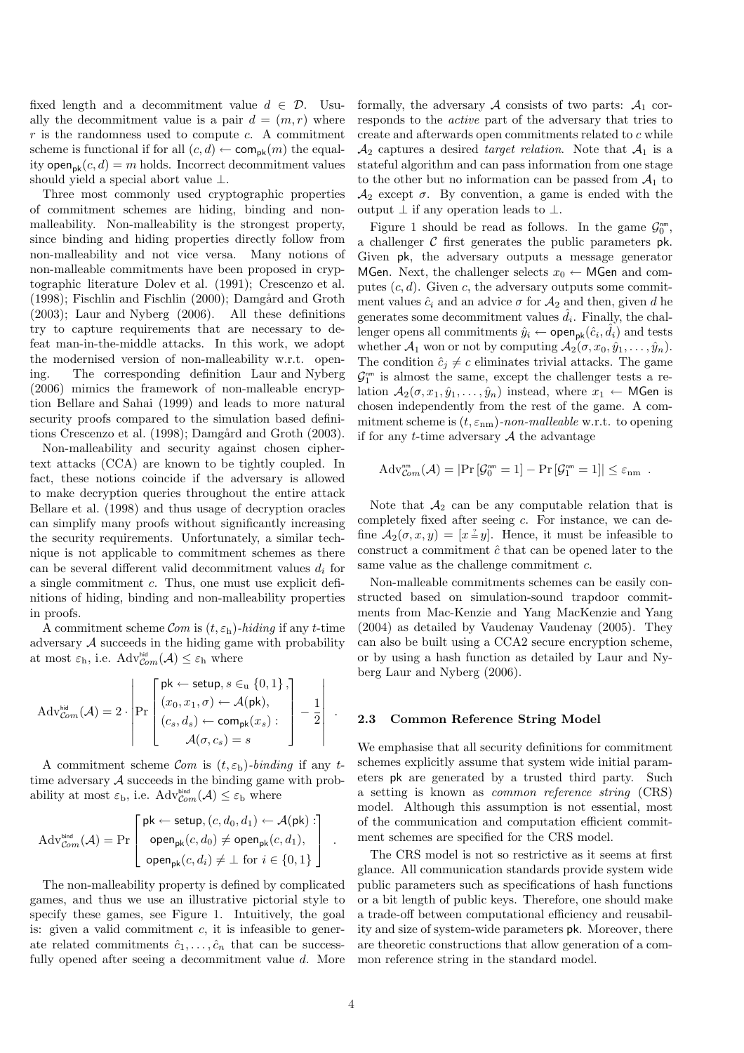fixed length and a decommitment value $d \in \mathcal{D}$. Usually the decommitment value is a pair $d = (m, r)$ where $r$ is the randomness used to compute $c$. A commitment scheme is functional if for all $(c, d) \leftarrow \mathsf{com}_{\mathsf{pk}}(m)$ the equality $\mathsf{open}_{\mathsf{pk}}(c, d) = m$ holds. Incorrect decommitment values should yield a special abort value $\perp$.

Three most commonly used cryptographic properties of commitment schemes are hiding, binding and non-malleability. Non-malleability is the strongest property, since binding and hiding properties directly follow from non-malleability and not vice versa. Many notions of non-malleable commitments have been proposed in cryptographic literature Dolev et al. (1991); Crescenzo et al. (1998); Fischlin and Fischlin (2000); Damgård and Groth (2003); Laur and Nyberg (2006). All these definitions try to capture requirements that are necessary to defeat man-in-the-middle attacks. In this work, we adopt the modernised version of non-malleability w.r.t. opening. The corresponding definition Laur and Nyberg (2006) mimics the framework of non-malleable encryption Bellare and Sahai (1999) and leads to more natural security proofs compared to the simulation based definitions Crescenzo et al. (1998); Damgård and Groth (2003).

Non-malleability and security against chosen ciphertext attacks (CCA) are known to be tightly coupled. In fact, these notions coincide if the adversary is allowed to make decryption queries throughout the entire attack Bellare et al. (1998) and thus usage of decryption oracles can simplify many proofs without significantly increasing the security requirements. Unfortunately, a similar technique is not applicable to commitment schemes as there can be several different valid decommitment values $d_i$ for a single commitment $c$. Thus, one must use explicit definitions of hiding, binding and non-malleability properties in proofs.

A commitment scheme $\mathcal{C}om$ is $(t, \varepsilon_{\mathrm{h}})$-*hiding* if any $t$-time adversary $\mathcal{A}$ succeeds in the hiding game with probability at most $\varepsilon_{\mathrm{h}}$, i.e. $\mathrm{Adv}^{\mathsf{hid}}_{\mathcal{C}om}(\mathcal{A}) \leq \varepsilon_{\mathrm{h}}$ where

$$\mathrm{Adv}^{\mathsf{hid}}_{\mathcal{C}om}(\mathcal{A}) = 2 \cdot \left| \Pr\left[ \begin{array}{c} \mathsf{pk} \leftarrow \mathsf{setup}, s \in_{\mathrm{u}} \{0,1\}, \\ (x_0, x_1, \sigma) \leftarrow \mathcal{A}(\mathsf{pk}), \\ (c_s, d_s) \leftarrow \mathsf{com}_{\mathsf{pk}}(x_s) : \\ \mathcal{A}(\sigma, c_s) = s \end{array} \right] - \frac{1}{2} \right| .$$

A commitment scheme $\mathcal{C}om$ is $(t, \varepsilon_{\mathrm{b}})$-*binding* if any $t$-time adversary $\mathcal{A}$ succeeds in the binding game with probability at most $\varepsilon_{\mathrm{b}}$, i.e. $\mathrm{Adv}^{\mathsf{bind}}_{\mathcal{C}om}(\mathcal{A}) \leq \varepsilon_{\mathrm{b}}$ where

$$\mathrm{Adv}^{\mathsf{bind}}_{\mathcal{C}om}(\mathcal{A}) = \Pr\left[ \begin{array}{c} \mathsf{pk} \leftarrow \mathsf{setup}, (c, d_0, d_1) \leftarrow \mathcal{A}(\mathsf{pk}) : \\ \mathsf{open}_{\mathsf{pk}}(c, d_0) \neq \mathsf{open}_{\mathsf{pk}}(c, d_1), \\ \mathsf{open}_{\mathsf{pk}}(c, d_i) \neq \perp \text{ for } i \in \{0, 1\} \end{array} \right] .$$

The non-malleability property is defined by complicated games, and thus we use an illustrative pictorial style to specify these games, see Figure 1. Intuitively, the goal is: given a valid commitment $c$, it is infeasible to generate related commitments $\hat{c}_1, \ldots, \hat{c}_n$ that can be successfully opened after seeing a decommitment value $d$. More formally, the adversary $\mathcal{A}$ consists of two parts: $\mathcal{A}_1$ corresponds to the *active* part of the adversary that tries to create and afterwards open commitments related to $c$ while $\mathcal{A}_2$ captures a desired *target relation*. Note that $\mathcal{A}_1$ is a stateful algorithm and can pass information from one stage to the other but no information can be passed from $\mathcal{A}_1$ to $\mathcal{A}_2$ except $\sigma$. By convention, a game is ended with the output $\perp$ if any operation leads to $\perp$.

Figure 1 should be read as follows. In the game $\mathcal{G}^{\mathsf{nm}}_0$, a challenger $\mathcal{C}$ first generates the public parameters $\mathsf{pk}$. Given $\mathsf{pk}$, the adversary outputs a message generator $\mathsf{MGen}$. Next, the challenger selects $x_0 \leftarrow \mathsf{MGen}$ and computes $(c, d)$. Given $c$, the adversary outputs some commitment values $\hat{c}_i$ and an advice $\sigma$ for $\mathcal{A}_2$ and then, given $d$ he generates some decommitment values $\hat{d}_i$. Finally, the challenger opens all commitments $\hat{y}_i \leftarrow \mathsf{open}_{\mathsf{pk}}(\hat{c}_i, \hat{d}_i)$ and tests whether $\mathcal{A}_1$ won or not by computing $\mathcal{A}_2(\sigma, x_0, \hat{y}_1, \ldots, \hat{y}_n)$. The condition $\hat{c}_j \neq c$ eliminates trivial attacks. The game $\mathcal{G}^{\mathsf{nm}}_1$ is almost the same, except the challenger tests a relation $\mathcal{A}_2(\sigma, x_1, \hat{y}_1, \ldots, \hat{y}_n)$ instead, where $x_1 \leftarrow \mathsf{MGen}$ is chosen independently from the rest of the game. A commitment scheme is $(t, \varepsilon_{\mathrm{nm}})$-*non-malleable* w.r.t. to opening if for any $t$-time adversary $\mathcal{A}$ the advantage

$$\mathrm{Adv}^{\mathsf{nm}}_{\mathcal{C}om}(\mathcal{A}) = |\Pr[\mathcal{G}^{\mathsf{nm}}_0 = 1] - \Pr[\mathcal{G}^{\mathsf{nm}}_1 = 1]| \leq \varepsilon_{\mathrm{nm}} .$$

Note that $\mathcal{A}_2$ can be any computable relation that is completely fixed after seeing $c$. For instance, we can define $\mathcal{A}_2(\sigma, x, y) = [x \stackrel{?}{=} y]$. Hence, it must be infeasible to construct a commitment $\hat{c}$ that can be opened later to the same value as the challenge commitment $c$.

Non-malleable commitments schemes can be easily constructed based on simulation-sound trapdoor commitments from Mac-Kenzie and Yang MacKenzie and Yang (2004) as detailed by Vaudenay Vaudenay (2005). They can also be built using a CCA2 secure encryption scheme, or by using a hash function as detailed by Laur and Nyberg Laur and Nyberg (2006).

### 2.3 Common Reference String Model

We emphasise that all security definitions for commitment schemes explicitly assume that system wide initial parameters $\mathsf{pk}$ are generated by a trusted third party. Such a setting is known as *common reference string* (CRS) model. Although this assumption is not essential, most of the communication and computation efficient commitment schemes are specified for the CRS model.

The CRS model is not so restrictive as it seems at first glance. All communication standards provide system wide public parameters such as specifications of hash functions or a bit length of public keys. Therefore, one should make a trade-off between computational efficiency and reusability and size of system-wide parameters $\mathsf{pk}$. Moreover, there are theoretic constructions that allow generation of a common reference string in the standard model.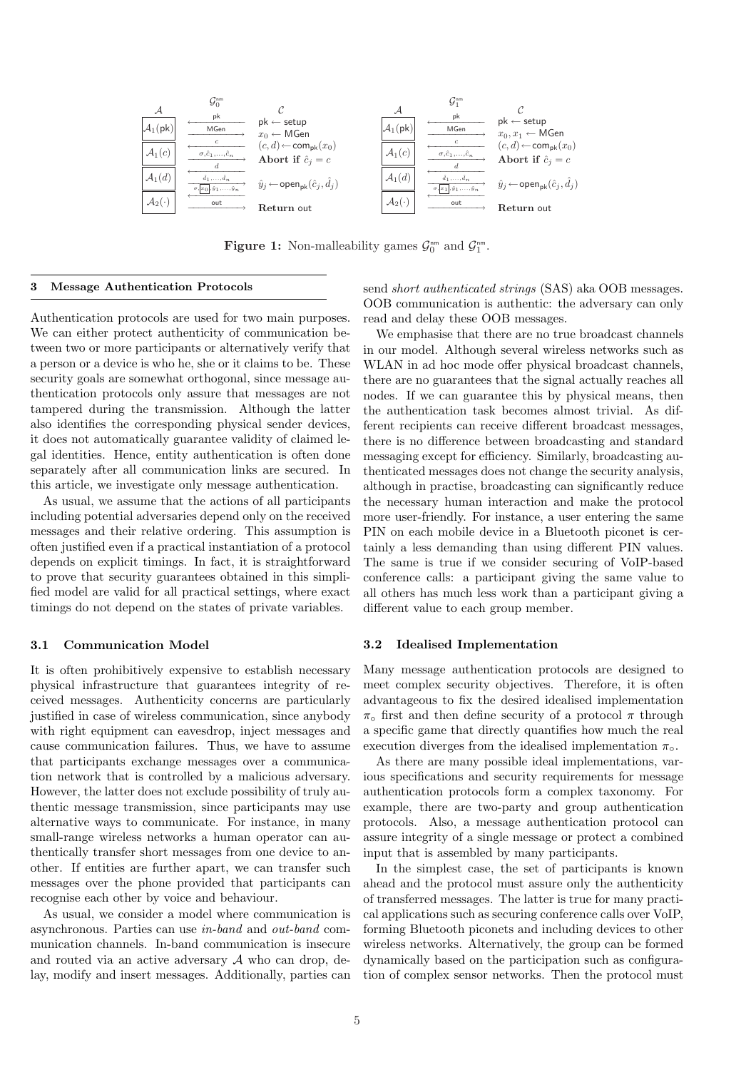$$
\begin{array}{ccc}
\mathcal{A} & \mathcal{G}_0^{\mathsf{nm}} & \mathcal{C} \\
\boxed{\mathcal{A}_1(\mathsf{pk})} & \xleftarrow{\ \mathsf{pk}\ } & \mathsf{pk} \leftarrow \mathsf{setup} \\
 & \xrightarrow{\ \mathsf{MGen}\ } & x_0 \leftarrow \mathsf{MGen} \\
 & \xleftarrow{\ c\ } & (c,d) \leftarrow \mathsf{com}_{\mathsf{pk}}(x_0) \\
\boxed{\mathcal{A}_1(c)} & \xrightarrow{\ \sigma, \hat{c}_1, \ldots, \hat{c}_n\ } & \textbf{Abort if } \hat{c}_j = c \\
 & \xleftarrow{\ d\ } & \\
\boxed{\mathcal{A}_1(d)} & \xrightarrow{\ \hat{d}_1, \ldots, \hat{d}_n\ } & \hat{y}_j \leftarrow \mathsf{open}_{\mathsf{pk}}(\hat{c}_j, \hat{d}_j) \\
 & \xleftarrow{\ \sigma, \boxed{x_0}, \hat{y}_1, \ldots, \hat{y}_n\ } & \\
\boxed{\mathcal{A}_2(\cdot)} & \xrightarrow{\ \mathsf{out}\ } & \textbf{Return } \mathsf{out}
\end{array}
\qquad
\begin{array}{ccc}
\mathcal{A} & \mathcal{G}_1^{\mathsf{nm}} & \mathcal{C} \\
\boxed{\mathcal{A}_1(\mathsf{pk})} & \xleftarrow{\ \mathsf{pk}\ } & \mathsf{pk} \leftarrow \mathsf{setup} \\
 & \xrightarrow{\ \mathsf{MGen}\ } & x_0, x_1 \leftarrow \mathsf{MGen} \\
 & \xleftarrow{\ c\ } & (c,d) \leftarrow \mathsf{com}_{\mathsf{pk}}(x_0) \\
\boxed{\mathcal{A}_1(c)} & \xrightarrow{\ \sigma, \hat{c}_1, \ldots, \hat{c}_n\ } & \textbf{Abort if } \hat{c}_j = c \\
 & \xleftarrow{\ d\ } & \\
\boxed{\mathcal{A}_1(d)} & \xrightarrow{\ \hat{d}_1, \ldots, \hat{d}_n\ } & \hat{y}_j \leftarrow \mathsf{open}_{\mathsf{pk}}(\hat{c}_j, \hat{d}_j) \\
 & \xleftarrow{\ \sigma, \boxed{x_1}, \hat{y}_1, \ldots, \hat{y}_n\ } & \\
\boxed{\mathcal{A}_2(\cdot)} & \xrightarrow{\ \mathsf{out}\ } & \textbf{Return } \mathsf{out}
\end{array}
$$

**Figure 1:** Non-malleability games $\mathcal{G}_0^{\mathsf{nm}}$ and $\mathcal{G}_1^{\mathsf{nm}}$.

## 3 Message Authentication Protocols

Authentication protocols are used for two main purposes. We can either protect authenticity of communication between two or more participants or alternatively verify that a person or a device is who he, she or it claims to be. These security goals are somewhat orthogonal, since message authentication protocols only assure that messages are not tampered during the transmission. Although the latter also identifies the corresponding physical sender devices, it does not automatically guarantee validity of claimed legal identities. Hence, entity authentication is often done separately after all communication links are secured. In this article, we investigate only message authentication.

As usual, we assume that the actions of all participants including potential adversaries depend only on the received messages and their relative ordering. This assumption is often justified even if a practical instantiation of a protocol depends on explicit timings. In fact, it is straightforward to prove that security guarantees obtained in this simplified model are valid for all practical settings, where exact timings do not depend on the states of private variables.

### 3.1 Communication Model

It is often prohibitively expensive to establish necessary physical infrastructure that guarantees integrity of received messages. Authenticity concerns are particularly justified in case of wireless communication, since anybody with right equipment can eavesdrop, inject messages and cause communication failures. Thus, we have to assume that participants exchange messages over a communication network that is controlled by a malicious adversary. However, the latter does not exclude possibility of truly authentic message transmission, since participants may use alternative ways to communicate. For instance, in many small-range wireless networks a human operator can authentically transfer short messages from one device to another. If entities are further apart, we can transfer such messages over the phone provided that participants can recognise each other by voice and behaviour.

As usual, we consider a model where communication is asynchronous. Parties can use *in-band* and *out-band* communication channels. In-band communication is insecure and routed via an active adversary $\mathcal{A}$ who can drop, delay, modify and insert messages. Additionally, parties can send *short authenticated strings* (SAS) aka OOB messages. OOB communication is authentic: the adversary can only read and delay these OOB messages.

We emphasise that there are no true broadcast channels in our model. Although several wireless networks such as WLAN in ad hoc mode offer physical broadcast channels, there are no guarantees that the signal actually reaches all nodes. If we can guarantee this by physical means, then the authentication task becomes almost trivial. As different recipients can receive different broadcast messages, there is no difference between broadcasting and standard messaging except for efficiency. Similarly, broadcasting authenticated messages does not change the security analysis, although in practise, broadcasting can significantly reduce the necessary human interaction and make the protocol more user-friendly. For instance, a user entering the same PIN on each mobile device in a Bluetooth piconet is certainly a less demanding than using different PIN values. The same is true if we consider securing of VoIP-based conference calls: a participant giving the same value to all others has much less work than a participant giving a different value to each group member.

### 3.2 Idealised Implementation

Many message authentication protocols are designed to meet complex security objectives. Therefore, it is often advantageous to fix the desired idealised implementation $\pi_\circ$ first and then define security of a protocol $\pi$ through a specific game that directly quantifies how much the real execution diverges from the idealised implementation $\pi_\circ$.

As there are many possible ideal implementations, various specifications and security requirements for message authentication protocols form a complex taxonomy. For example, there are two-party and group authentication protocols. Also, a message authentication protocol can assure integrity of a single message or protect a combined input that is assembled by many participants.

In the simplest case, the set of participants is known ahead and the protocol must assure only the authenticity of transferred messages. The latter is true for many practical applications such as securing conference calls over VoIP, forming Bluetooth piconets and including devices to other wireless networks. Alternatively, the group can be formed dynamically based on the participation such as configuration of complex sensor networks. Then the protocol must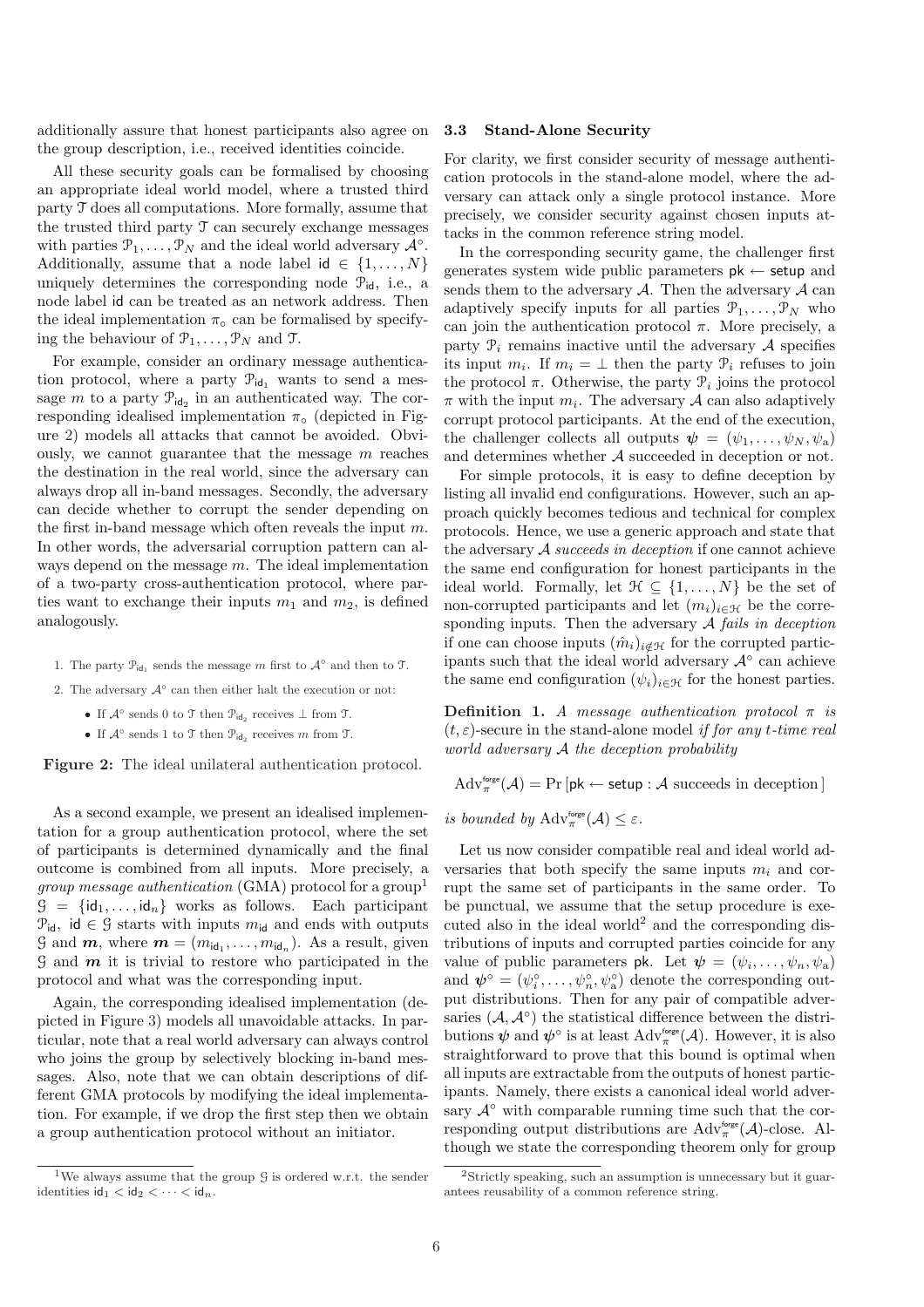additionally assure that honest participants also agree on the group description, i.e., received identities coincide.

All these security goals can be formalised by choosing an appropriate ideal world model, where a trusted third party $\mathcal{T}$ does all computations. More formally, assume that the trusted third party $\mathcal{T}$ can securely exchange messages with parties $\mathcal{P}_1, \ldots, \mathcal{P}_N$ and the ideal world adversary $\mathcal{A}^\circ$. Additionally, assume that a node label $\mathsf{id} \in \{1, \ldots, N\}$ uniquely determines the corresponding node $\mathcal{P}_{\mathsf{id}}$, i.e., a node label $\mathsf{id}$ can be treated as an network address. Then the ideal implementation $\pi_\circ$ can be formalised by specifying the behaviour of $\mathcal{P}_1, \ldots, \mathcal{P}_N$ and $\mathcal{T}$.

For example, consider an ordinary message authentication protocol, where a party $\mathcal{P}_{\mathsf{id}_1}$ wants to send a message $m$ to a party $\mathcal{P}_{\mathsf{id}_2}$ in an authenticated way. The corresponding idealised implementation $\pi_\circ$ (depicted in Figure 2) models all attacks that cannot be avoided. Obviously, we cannot guarantee that the message $m$ reaches the destination in the real world, since the adversary can always drop all in-band messages. Secondly, the adversary can decide whether to corrupt the sender depending on the first in-band message which often reveals the input $m$. In other words, the adversarial corruption pattern can always depend on the message $m$. The ideal implementation of a two-party cross-authentication protocol, where parties want to exchange their inputs $m_1$ and $m_2$, is defined analogously.

1. The party $\mathcal{P}_{\mathsf{id}_1}$ sends the message $m$ first to $\mathcal{A}^\circ$ and then to $\mathcal{T}$.
2. The adversary $\mathcal{A}^\circ$ can then either halt the execution or not:
   - If $\mathcal{A}^\circ$ sends 0 to $\mathcal{T}$ then $\mathcal{P}_{\mathsf{id}_2}$ receives $\perp$ from $\mathcal{T}$.
   - If $\mathcal{A}^\circ$ sends 1 to $\mathcal{T}$ then $\mathcal{P}_{\mathsf{id}_2}$ receives $m$ from $\mathcal{T}$.

**Figure 2:** The ideal unilateral authentication protocol.

As a second example, we present an idealised implementation for a group authentication protocol, where the set of participants is determined dynamically and the final outcome is combined from all inputs. More precisely, a *group message authentication* (GMA) protocol for a group[1] $\mathcal{G} = \{\mathsf{id}_1, \ldots, \mathsf{id}_n\}$ works as follows. Each participant $\mathcal{P}_{\mathsf{id}}$, $\mathsf{id} \in \mathcal{G}$ starts with inputs $m_{\mathsf{id}}$ and ends with outputs $\mathcal{G}$ and $\boldsymbol{m}$, where $\boldsymbol{m} = (m_{\mathsf{id}_1}, \ldots, m_{\mathsf{id}_n})$. As a result, given $\mathcal{G}$ and $\boldsymbol{m}$ it is trivial to restore who participated in the protocol and what was the corresponding input.

Again, the corresponding idealised implementation (depicted in Figure 3) models all unavoidable attacks. In particular, note that a real world adversary can always control who joins the group by selectively blocking in-band messages. Also, note that we can obtain descriptions of different GMA protocols by modifying the ideal implementation. For example, if we drop the first step then we obtain a group authentication protocol without an initiator.

[1] We always assume that the group $\mathcal{G}$ is ordered w.r.t. the sender identities $\mathsf{id}_1 < \mathsf{id}_2 < \cdots < \mathsf{id}_n$.

### 3.3 Stand-Alone Security

For clarity, we first consider security of message authentication protocols in the stand-alone model, where the adversary can attack only a single protocol instance. More precisely, we consider security against chosen inputs attacks in the common reference string model.

In the corresponding security game, the challenger first generates system wide public parameters $\mathsf{pk} \leftarrow \mathsf{setup}$ and sends them to the adversary $\mathcal{A}$. Then the adversary $\mathcal{A}$ can adaptively specify inputs for all parties $\mathcal{P}_1, \ldots, \mathcal{P}_N$ who can join the authentication protocol $\pi$. More precisely, a party $\mathcal{P}_i$ remains inactive until the adversary $\mathcal{A}$ specifies its input $m_i$. If $m_i = \perp$ then the party $\mathcal{P}_i$ refuses to join the protocol $\pi$. Otherwise, the party $\mathcal{P}_i$ joins the protocol $\pi$ with the input $m_i$. The adversary $\mathcal{A}$ can also adaptively corrupt protocol participants. At the end of the execution, the challenger collects all outputs $\boldsymbol{\psi} = (\psi_1, \ldots, \psi_N, \psi_{\mathrm{a}})$ and determines whether $\mathcal{A}$ succeeded in deception or not.

For simple protocols, it is easy to define deception by listing all invalid end configurations. However, such an approach quickly becomes tedious and technical for complex protocols. Hence, we use a generic approach and state that the adversary $\mathcal{A}$ *succeeds in deception* if one cannot achieve the same end configuration for honest participants in the ideal world. Formally, let $\mathcal{H} \subseteq \{1, \ldots, N\}$ be the set of non-corrupted participants and let $(m_i)_{i \in \mathcal{H}}$ be the corresponding inputs. Then the adversary $\mathcal{A}$ *fails in deception* if one can choose inputs $(\hat{m}_i)_{i \notin \mathcal{H}}$ for the corrupted participants such that the ideal world adversary $\mathcal{A}^\circ$ can achieve the same end configuration $(\psi_i)_{i \in \mathcal{H}}$ for the honest parties.

**Definition 1.** *A message authentication protocol $\pi$ is $(t, \varepsilon)$-secure in the stand-alone model if for any $t$-time real world adversary $\mathcal{A}$ the deception probability*

$$\mathrm{Adv}_{\pi}^{\mathsf{forge}}(\mathcal{A}) = \Pr\left[\mathsf{pk} \leftarrow \mathsf{setup} : \mathcal{A} \text{ succeeds in deception}\right]$$

*is bounded by $\mathrm{Adv}_{\pi}^{\mathsf{forge}}(\mathcal{A}) \leq \varepsilon$.*

Let us now consider compatible real and ideal world adversaries that both specify the same inputs $m_i$ and corrupt the same set of participants in the same order. To be punctual, we assume that the setup procedure is executed also in the ideal world[2] and the corresponding distributions of inputs and corrupted parties coincide for any value of public parameters $\mathsf{pk}$. Let $\boldsymbol{\psi} = (\psi_i, \ldots, \psi_n, \psi_{\mathrm{a}})$ and $\boldsymbol{\psi}^\circ = (\psi_i^\circ, \ldots, \psi_n^\circ, \psi_{\mathrm{a}}^\circ)$ denote the corresponding output distributions. Then for any pair of compatible adversaries $(\mathcal{A}, \mathcal{A}^\circ)$ the statistical difference between the distributions $\boldsymbol{\psi}$ and $\boldsymbol{\psi}^\circ$ is at least $\mathrm{Adv}_{\pi}^{\mathsf{forge}}(\mathcal{A})$. However, it is also straightforward to prove that this bound is optimal when all inputs are extractable from the outputs of honest participants. Namely, there exists a canonical ideal world adversary $\mathcal{A}^\circ$ with comparable running time such that the corresponding output distributions are $\mathrm{Adv}_{\pi}^{\mathsf{forge}}(\mathcal{A})$-close. Although we state the corresponding theorem only for group

[2] Strictly speaking, such an assumption is unnecessary but it guarantees reusability of a common reference string.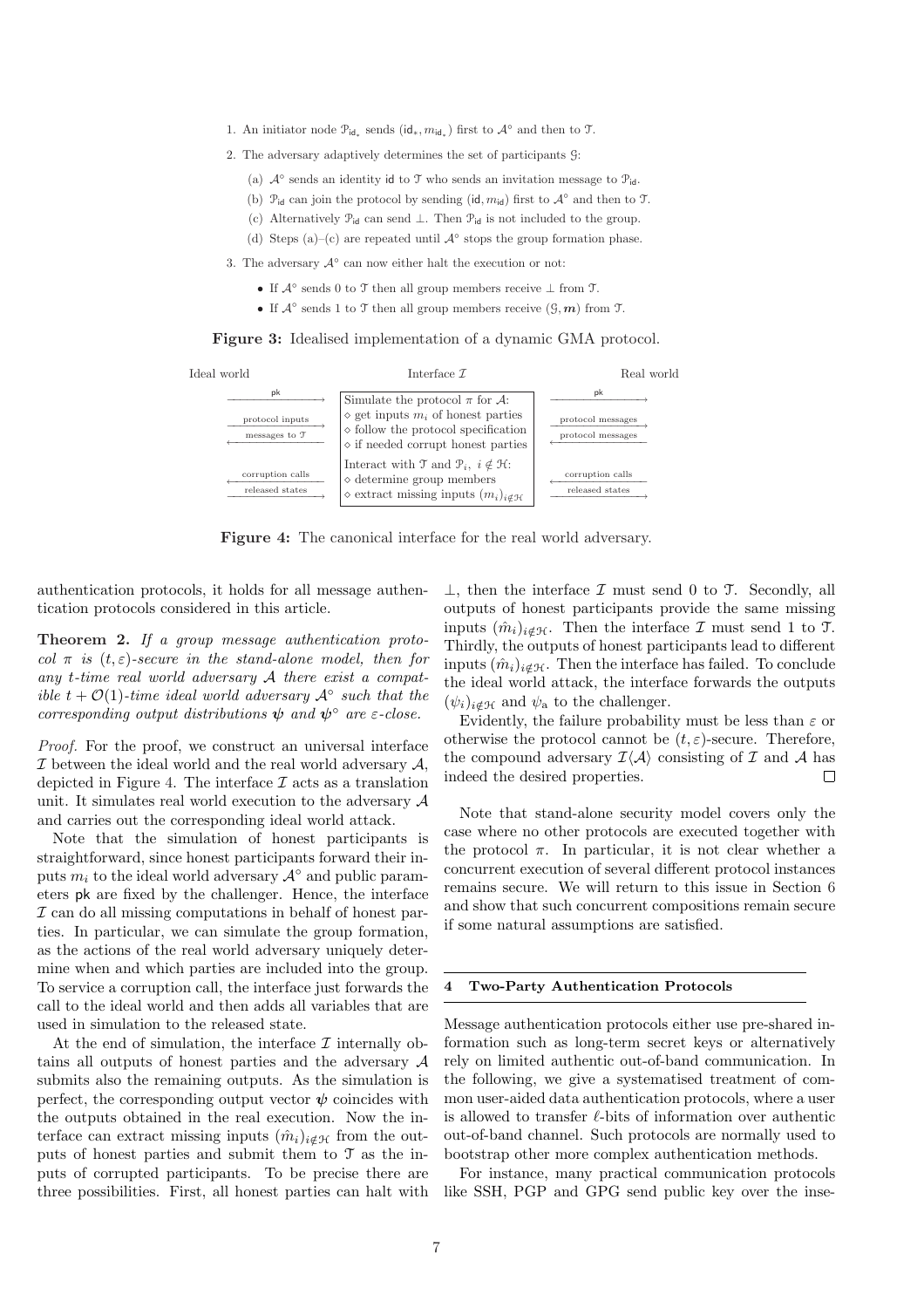1. An initiator node $\mathcal{P}_{\mathsf{id}_*}$ sends $(\mathsf{id}_*, m_{\mathsf{id}_*})$ first to $\mathcal{A}^\circ$ and then to $\mathcal{T}$.
2. The adversary adaptively determines the set of participants $\mathcal{G}$:
   (a) $\mathcal{A}^\circ$ sends an identity $\mathsf{id}$ to $\mathcal{T}$ who sends an invitation message to $\mathcal{P}_{\mathsf{id}}$.
   (b) $\mathcal{P}_{\mathsf{id}}$ can join the protocol by sending $(\mathsf{id}, m_{\mathsf{id}})$ first to $\mathcal{A}^\circ$ and then to $\mathcal{T}$.
   (c) Alternatively $\mathcal{P}_{\mathsf{id}}$ can send $\perp$. Then $\mathcal{P}_{\mathsf{id}}$ is not included to the group.
   (d) Steps (a)–(c) are repeated until $\mathcal{A}^\circ$ stops the group formation phase.
3. The adversary $\mathcal{A}^\circ$ can now either halt the execution or not:
   - If $\mathcal{A}^\circ$ sends 0 to $\mathcal{T}$ then all group members receive $\perp$ from $\mathcal{T}$.
   - If $\mathcal{A}^\circ$ sends 1 to $\mathcal{T}$ then all group members receive $(\mathcal{G}, \boldsymbol{m})$ from $\mathcal{T}$.

**Figure 3:** Idealised implementation of a dynamic GMA protocol.

| Ideal world | Interface $\mathcal{I}$ | Real world |
|---|---|---|
| pk → <br> protocol inputs → <br> ← messages to $\mathcal{T}$ | Simulate the protocol $\pi$ for $\mathcal{A}$: <br> ◇ get inputs $m_i$ of honest parties <br> ◇ follow the protocol specification <br> ◇ if needed corrupt honest parties | pk → <br> protocol messages → <br> ← protocol messages |
| ← corruption calls <br> released states → | Interact with $\mathcal{T}$ and $\mathcal{P}_i,\ i \notin \mathcal{H}$: <br> ◇ determine group members <br> ◇ extract missing inputs $(m_i)_{i\notin\mathcal{H}}$ | ← corruption calls <br> released states → |

**Figure 4:** The canonical interface for the real world adversary.

authentication protocols, it holds for all message authentication protocols considered in this article.

**Theorem 2.** *If a group message authentication protocol $\pi$ is $(t, \varepsilon)$-secure in the stand-alone model, then for any $t$-time real world adversary $\mathcal{A}$ there exist a compatible $t + \mathcal{O}(1)$-time ideal world adversary $\mathcal{A}^\circ$ such that the corresponding output distributions $\boldsymbol{\psi}$ and $\boldsymbol{\psi}^\circ$ are $\varepsilon$-close.*

*Proof.* For the proof, we construct an universal interface $\mathcal{I}$ between the ideal world and the real world adversary $\mathcal{A}$, depicted in Figure 4. The interface $\mathcal{I}$ acts as a translation unit. It simulates real world execution to the adversary $\mathcal{A}$ and carries out the corresponding ideal world attack.

Note that the simulation of honest participants is straightforward, since honest participants forward their inputs $m_i$ to the ideal world adversary $\mathcal{A}^\circ$ and public parameters $\mathsf{pk}$ are fixed by the challenger. Hence, the interface $\mathcal{I}$ can do all missing computations in behalf of honest parties. In particular, we can simulate the group formation, as the actions of the real world adversary uniquely determine when and which parties are included into the group. To service a corruption call, the interface just forwards the call to the ideal world and then adds all variables that are used in simulation to the released state.

At the end of simulation, the interface $\mathcal{I}$ internally obtains all outputs of honest parties and the adversary $\mathcal{A}$ submits also the remaining outputs. As the simulation is perfect, the corresponding output vector $\boldsymbol{\psi}$ coincides with the outputs obtained in the real execution. Now the interface can extract missing inputs $(\hat{m}_i)_{i\notin\mathcal{H}}$ from the outputs of honest parties and submit them to $\mathcal{T}$ as the inputs of corrupted participants. To be precise there are three possibilities. First, all honest parties can halt with $\perp$, then the interface $\mathcal{I}$ must send 0 to $\mathcal{T}$. Secondly, all outputs of honest participants provide the same missing inputs $(\hat{m}_i)_{i\notin\mathcal{H}}$. Then the interface $\mathcal{I}$ must send 1 to $\mathcal{T}$. Thirdly, the outputs of honest participants lead to different inputs $(\hat{m}_i)_{i\notin\mathcal{H}}$. Then the interface has failed. To conclude the ideal world attack, the interface forwards the outputs $(\psi_i)_{i\notin\mathcal{H}}$ and $\psi_{\mathrm{a}}$ to the challenger.

Evidently, the failure probability must be less than $\varepsilon$ or otherwise the protocol cannot be $(t, \varepsilon)$-secure. Therefore, the compound adversary $\mathcal{I}\langle\mathcal{A}\rangle$ consisting of $\mathcal{I}$ and $\mathcal{A}$ has indeed the desired properties. □

Note that stand-alone security model covers only the case where no other protocols are executed together with the protocol $\pi$. In particular, it is not clear whether a concurrent execution of several different protocol instances remains secure. We will return to this issue in Section 6 and show that such concurrent compositions remain secure if some natural assumptions are satisfied.

## 4 Two-Party Authentication Protocols

Message authentication protocols either use pre-shared information such as long-term secret keys or alternatively rely on limited authentic out-of-band communication. In the following, we give a systematised treatment of common user-aided data authentication protocols, where a user is allowed to transfer $\ell$-bits of information over authentic out-of-band channel. Such protocols are normally used to bootstrap other more complex authentication methods.

For instance, many practical communication protocols like SSH, PGP and GPG send public key over the inse-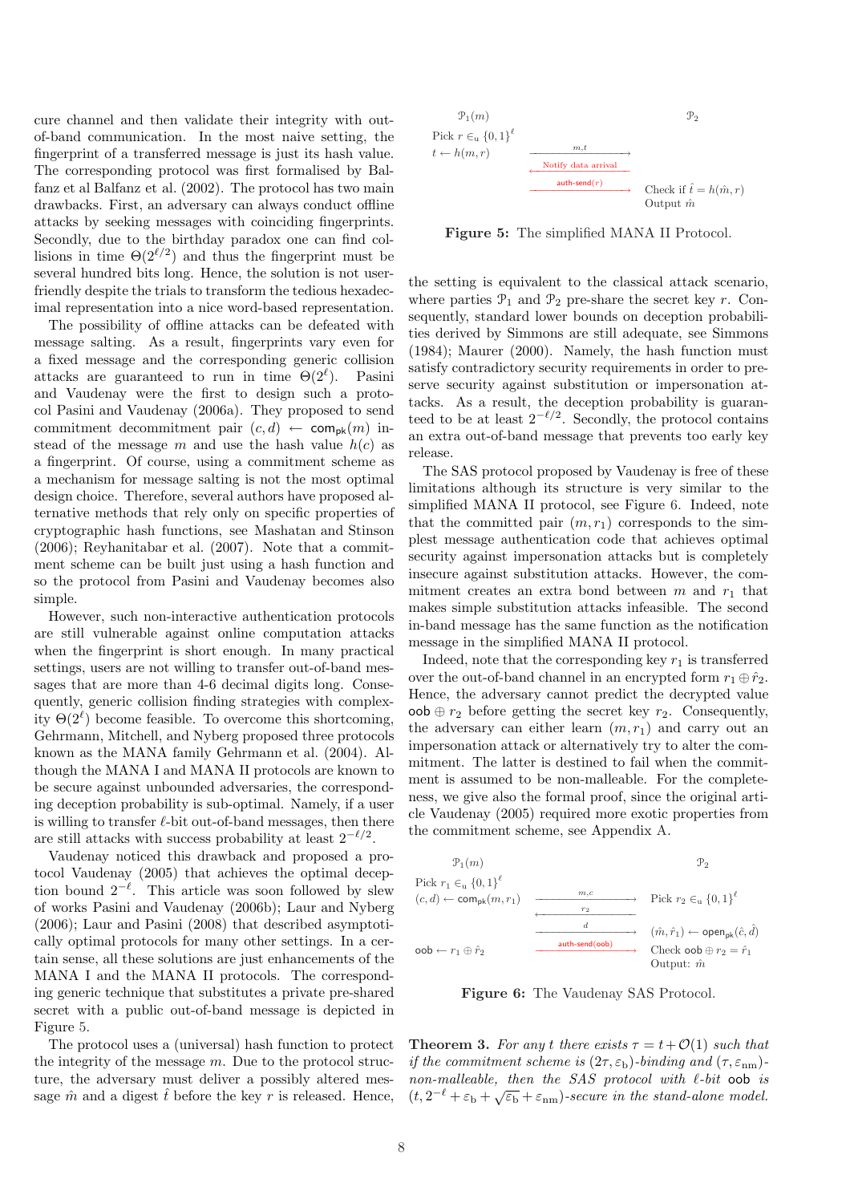cure channel and then validate their integrity with out-of-band communication. In the most naive setting, the fingerprint of a transferred message is just its hash value. The corresponding protocol was first formalised by Balfanz et al Balfanz et al. (2002). The protocol has two main drawbacks. First, an adversary can always conduct offline attacks by seeking messages with coinciding fingerprints. Secondly, due to the birthday paradox one can find collisions in time $\Theta(2^{\ell/2})$ and thus the fingerprint must be several hundred bits long. Hence, the solution is not user-friendly despite the trials to transform the tedious hexadecimal representation into a nice word-based representation.

The possibility of offline attacks can be defeated with message salting. As a result, fingerprints vary even for a fixed message and the corresponding generic collision attacks are guaranteed to run in time $\Theta(2^{\ell})$. Pasini and Vaudenay were the first to design such a protocol Pasini and Vaudenay (2006a). They proposed to send commitment decommitment pair $(c, d) \leftarrow \mathsf{com}_{\mathsf{pk}}(m)$ instead of the message $m$ and use the hash value $h(c)$ as a fingerprint. Of course, using a commitment scheme as a mechanism for message salting is not the most optimal design choice. Therefore, several authors have proposed alternative methods that rely only on specific properties of cryptographic hash functions, see Mashatan and Stinson (2006); Reyhanitabar et al. (2007). Note that a commitment scheme can be built just using a hash function and so the protocol from Pasini and Vaudenay becomes also simple.

However, such non-interactive authentication protocols are still vulnerable against online computation attacks when the fingerprint is short enough. In many practical settings, users are not willing to transfer out-of-band messages that are more than 4-6 decimal digits long. Consequently, generic collision finding strategies with complexity $\Theta(2^{\ell})$ become feasible. To overcome this shortcoming, Gehrmann, Mitchell, and Nyberg proposed three protocols known as the MANA family Gehrmann et al. (2004). Although the MANA I and MANA II protocols are known to be secure against unbounded adversaries, the corresponding deception probability is sub-optimal. Namely, if a user is willing to transfer $\ell$-bit out-of-band messages, then there are still attacks with success probability at least $2^{-\ell/2}$.

Vaudenay noticed this drawback and proposed a protocol Vaudenay (2005) that achieves the optimal deception bound $2^{-\ell}$. This article was soon followed by slew of works Pasini and Vaudenay (2006b); Laur and Nyberg (2006); Laur and Pasini (2008) that described asymptotically optimal protocols for many other settings. In a certain sense, all these solutions are just enhancements of the MANA I and the MANA II protocols. The corresponding generic technique that substitutes a private pre-shared secret with a public out-of-band message is depicted in Figure 5.

The protocol uses a (universal) hash function to protect the integrity of the message $m$. Due to the protocol structure, the adversary must deliver a possibly altered message $\hat{m}$ and a digest $\hat{t}$ before the key $r$ is released. Hence,

| $\mathcal{P}_1(m)$ | | $\mathcal{P}_2$ |
|---|---|---|
| Pick $r \in_u \{0,1\}^{\ell}$ | | |
| $t \leftarrow h(m, r)$ | $\xrightarrow{m,t}$ | |
| | $\xleftarrow{\text{Notify data arrival}}$ | |
| | $\xrightarrow{\mathsf{auth\text{-}send}(r)}$ | Check if $\hat{t} = h(\hat{m}, r)$ |
| | | Output $\hat{m}$ |

**Figure 5:** The simplified MANA II Protocol.

the setting is equivalent to the classical attack scenario, where parties $\mathcal{P}_1$ and $\mathcal{P}_2$ pre-share the secret key $r$. Consequently, standard lower bounds on deception probabilities derived by Simmons are still adequate, see Simmons (1984); Maurer (2000). Namely, the hash function must satisfy contradictory security requirements in order to preserve security against substitution or impersonation attacks. As a result, the deception probability is guaranteed to be at least $2^{-\ell/2}$. Secondly, the protocol contains an extra out-of-band message that prevents too early key release.

The SAS protocol proposed by Vaudenay is free of these limitations although its structure is very similar to the simplified MANA II protocol, see Figure 6. Indeed, note that the committed pair $(m, r_1)$ corresponds to the simplest message authentication code that achieves optimal security against impersonation attacks but is completely insecure against substitution attacks. However, the commitment creates an extra bond between $m$ and $r_1$ that makes simple substitution attacks infeasible. The second in-band message has the same function as the notification message in the simplified MANA II protocol.

Indeed, note that the corresponding key $r_1$ is transferred over the out-of-band channel in an encrypted form $r_1 \oplus \hat{r}_2$. Hence, the adversary cannot predict the decrypted value $\mathsf{oob} \oplus r_2$ before getting the secret key $r_2$. Consequently, the adversary can either learn $(m, r_1)$ and carry out an impersonation attack or alternatively try to alter the commitment. The latter is destined to fail when the commitment is assumed to be non-malleable. For the completeness, we give also the formal proof, since the original article Vaudenay (2005) required more exotic properties from the commitment scheme, see Appendix A.

| $\mathcal{P}_1(m)$ | | $\mathcal{P}_2$ |
|---|---|---|
| Pick $r_1 \in_u \{0,1\}^{\ell}$ | | |
| $(c, d) \leftarrow \mathsf{com}_{\mathsf{pk}}(m, r_1)$ | $\xrightarrow{m,c}$ | Pick $r_2 \in_u \{0,1\}^{\ell}$ |
| | $\xleftarrow{r_2}$ | |
| | $\xrightarrow{d}$ | $(\hat{m}, \hat{r}_1) \leftarrow \mathsf{open}_{\mathsf{pk}}(\hat{c}, \hat{d})$ |
| $\mathsf{oob} \leftarrow r_1 \oplus \hat{r}_2$ | $\xrightarrow{\mathsf{auth\text{-}send}(\mathsf{oob})}$ | Check $\mathsf{oob} \oplus r_2 = \hat{r}_1$ |
| | | Output: $\hat{m}$ |

**Figure 6:** The Vaudenay SAS Protocol.

**Theorem 3.** *For any $t$ there exists $\tau = t + \mathcal{O}(1)$ such that if the commitment scheme is $(2\tau, \varepsilon_{\mathrm{b}})$-binding and $(\tau, \varepsilon_{\mathrm{nm}})$-non-malleable, then the SAS protocol with $\ell$-bit $\mathsf{oob}$ is $(t, 2^{-\ell} + \varepsilon_{\mathrm{b}} + \sqrt{\varepsilon_{\mathrm{b}}} + \varepsilon_{\mathrm{nm}})$-secure in the stand-alone model.*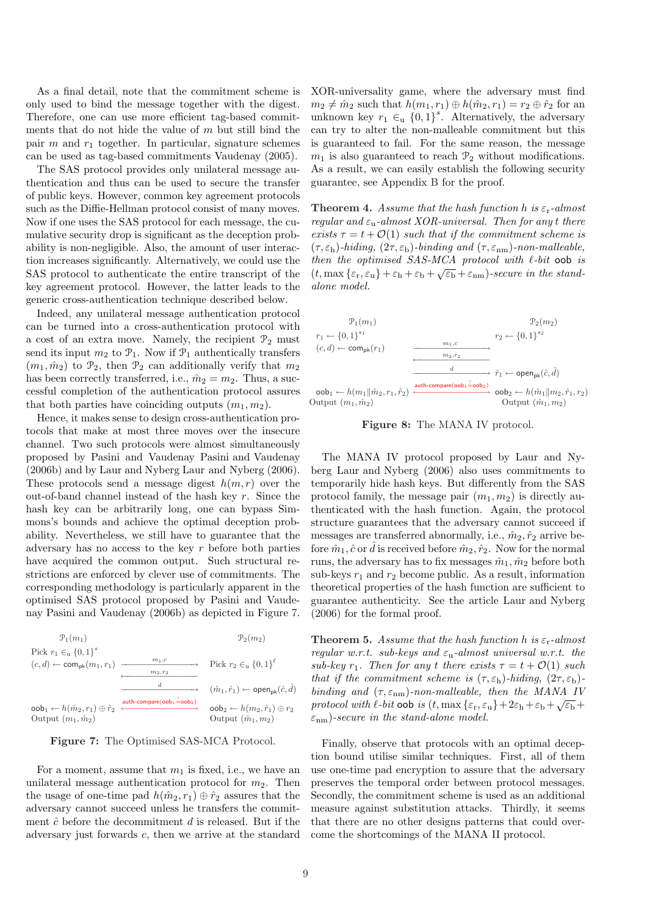As a final detail, note that the commitment scheme is only used to bind the message together with the digest. Therefore, one can use more efficient tag-based commitments that do not hide the value of $m$ but still bind the pair $m$ and $r_1$ together. In particular, signature schemes can be used as tag-based commitments Vaudenay (2005).

The SAS protocol provides only unilateral message authentication and thus can be used to secure the transfer of public keys. However, common key agreement protocols such as the Diffie-Hellman protocol consist of many moves. Now if one uses the SAS protocol for each message, the cumulative security drop is significant as the deception probability is non-negligible. Also, the amount of user interaction increases significantly. Alternatively, we could use the SAS protocol to authenticate the entire transcript of the key agreement protocol. However, the latter leads to the generic cross-authentication technique described below.

Indeed, any unilateral message authentication protocol can be turned into a cross-authentication protocol with a cost of an extra move. Namely, the recipient $\mathcal{P}_2$ must send its input $m_2$ to $\mathcal{P}_1$. Now if $\mathcal{P}_1$ authentically transfers $(m_1, \hat{m}_2)$ to $\mathcal{P}_2$, then $\mathcal{P}_2$ can additionally verify that $m_2$ has been correctly transferred, i.e., $\hat{m}_2 = m_2$. Thus, a successful completion of the authentication protocol assures that both parties have coinciding outputs $(m_1, m_2)$.

Hence, it makes sense to design cross-authentication protocols that make at most three moves over the insecure channel. Two such protocols were almost simultaneously proposed by Pasini and Vaudenay Pasini and Vaudenay (2006b) and by Laur and Nyberg Laur and Nyberg (2006). These protocols send a message digest $h(m, r)$ over the out-of-band channel instead of the hash key $r$. Since the hash key can be arbitrarily long, one can bypass Simmons's bounds and achieve the optimal deception probability. Nevertheless, we still have to guarantee that the adversary has no access to the key $r$ before both parties have acquired the common output. Such structural restrictions are enforced by clever use of commitments. The corresponding methodology is particularly apparent in the optimised SAS protocol proposed by Pasini and Vaudenay Pasini and Vaudenay (2006b) as depicted in Figure 7.

| $\mathcal{P}_1(m_1)$ | | $\mathcal{P}_2(m_2)$ |
|---|---|---|
| Pick $r_1 \in_u \{0,1\}^s$ | | |
| $(c, d) \leftarrow \mathsf{com}_{\mathsf{pk}}(m_1, r_1)$ | $\xrightarrow{m_1, c}$ | Pick $r_2 \in_u \{0,1\}^\ell$ |
| | $\xleftarrow{m_2, r_2}$ | |
| | $\xrightarrow{d}$ | $(\hat{m}_1, \hat{r}_1) \leftarrow \mathsf{open}_{\mathsf{pk}}(\hat{c}, \hat{d})$ |
| $\mathsf{oob}_1 \leftarrow h(\hat{m}_2, r_1) \oplus \hat{r}_2$ | $\xleftrightarrow{\text{auth-compare}(\mathsf{oob}_1 \stackrel{?}{=} \mathsf{oob}_2)}$ | $\mathsf{oob}_2 \leftarrow h(m_2, \hat{r}_1) \oplus r_2$ |
| Output $(m_1, \hat{m}_2)$ | | Output $(\hat{m}_1, m_2)$ |

**Figure 7:** The Optimised SAS-MCA Protocol.

For a moment, assume that $m_1$ is fixed, i.e., we have an unilateral message authentication protocol for $m_2$. Then the usage of one-time pad $h(\hat{m}_2, r_1) \oplus \hat{r}_2$ assures that the adversary cannot succeed unless he transfers the commitment $\hat{c}$ before the decommitment $d$ is released. But if the adversary just forwards $c$, then we arrive at the standard XOR-universality game, where the adversary must find $m_2 \neq \hat{m}_2$ such that $h(m_1, r_1) \oplus h(\hat{m}_2, r_1) = r_2 \oplus \hat{r}_2$ for an unknown key $r_1 \in_u \{0,1\}^s$. Alternatively, the adversary can try to alter the non-malleable commitment but this is guaranteed to fail. For the same reason, the message $m_1$ is also guaranteed to reach $\mathcal{P}_2$ without modifications. As a result, we can easily establish the following security guarantee, see Appendix B for the proof.

**Theorem 4.** *Assume that the hash function $h$ is $\varepsilon_r$-almost regular and $\varepsilon_u$-almost XOR-universal. Then for any $t$ there exists $\tau = t + \mathcal{O}(1)$ such that if the commitment scheme is $(\tau, \varepsilon_h)$-hiding, $(2\tau, \varepsilon_b)$-binding and $(\tau, \varepsilon_{nm})$-non-malleable, then the optimised SAS-MCA protocol with $\ell$-bit $\mathsf{oob}$ is $(t, \max\{\varepsilon_r, \varepsilon_u\} + \varepsilon_h + \varepsilon_b + \sqrt{\varepsilon_b} + \varepsilon_{nm})$-secure in the stand-alone model.*

| $\mathcal{P}_1(m_1)$ | | $\mathcal{P}_2(m_2)$ |
|---|---|---|
| $r_1 \leftarrow \{0,1\}^{s_1}$ | | $r_2 \leftarrow \{0,1\}^{s_2}$ |
| $(c, d) \leftarrow \mathsf{com}_{\mathsf{pk}}(r_1)$ | $\xrightarrow{m_1, c}$ | |
| | $\xleftarrow{m_2, r_2}$ | |
| | $\xrightarrow{d}$ | $\hat{r}_1 \leftarrow \mathsf{open}_{\mathsf{pk}}(\hat{c}, \hat{d})$ |
| $\mathsf{oob}_1 \leftarrow h(m_1 \Vert \hat{m}_2, r_1, \hat{r}_2)$ | $\xleftrightarrow{\text{auth-compare}(\mathsf{oob}_1 \stackrel{?}{=} \mathsf{oob}_2)}$ | $\mathsf{oob}_2 \leftarrow h(\hat{m}_1 \Vert m_2, \hat{r}_1, r_2)$ |
| Output $(m_1, \hat{m}_2)$ | | Output $(\hat{m}_1, m_2)$ |

**Figure 8:** The MANA IV protocol.

The MANA IV protocol proposed by Laur and Nyberg Laur and Nyberg (2006) also uses commitments to temporarily hide hash keys. But differently from the SAS protocol family, the message pair $(m_1, m_2)$ is directly authenticated with the hash function. Again, the protocol structure guarantees that the adversary cannot succeed if messages are transferred abnormally, i.e., $\hat{m}_2, \hat{r}_2$ arrive before $\hat{m}_1, \hat{c}$ or $\hat{d}$ is received before $\hat{m}_2, \hat{r}_2$. Now for the normal runs, the adversary has to fix messages $\hat{m}_1, \hat{m}_2$ before both sub-keys $r_1$ and $r_2$ become public. As a result, information theoretical properties of the hash function are sufficient to guarantee authenticity. See the article Laur and Nyberg (2006) for the formal proof.

**Theorem 5.** *Assume that the hash function $h$ is $\varepsilon_r$-almost regular w.r.t. sub-keys and $\varepsilon_u$-almost universal w.r.t. the sub-key $r_1$. Then for any $t$ there exists $\tau = t + \mathcal{O}(1)$ such that if the commitment scheme is $(\tau, \varepsilon_h)$-hiding, $(2\tau, \varepsilon_b)$-binding and $(\tau, \varepsilon_{nm})$-non-malleable, then the MANA IV protocol with $\ell$-bit $\mathsf{oob}$ is $(t, \max\{\varepsilon_r, \varepsilon_u\} + 2\varepsilon_h + \varepsilon_b + \sqrt{\varepsilon_b} + \varepsilon_{nm})$-secure in the stand-alone model.*

Finally, observe that protocols with an optimal deception bound utilise similar techniques. First, all of them use one-time pad encryption to assure that the adversary preserves the temporal order between protocol messages. Secondly, the commitment scheme is used as an additional measure against substitution attacks. Thirdly, it seems that there are no other designs patterns that could overcome the shortcomings of the MANA II protocol.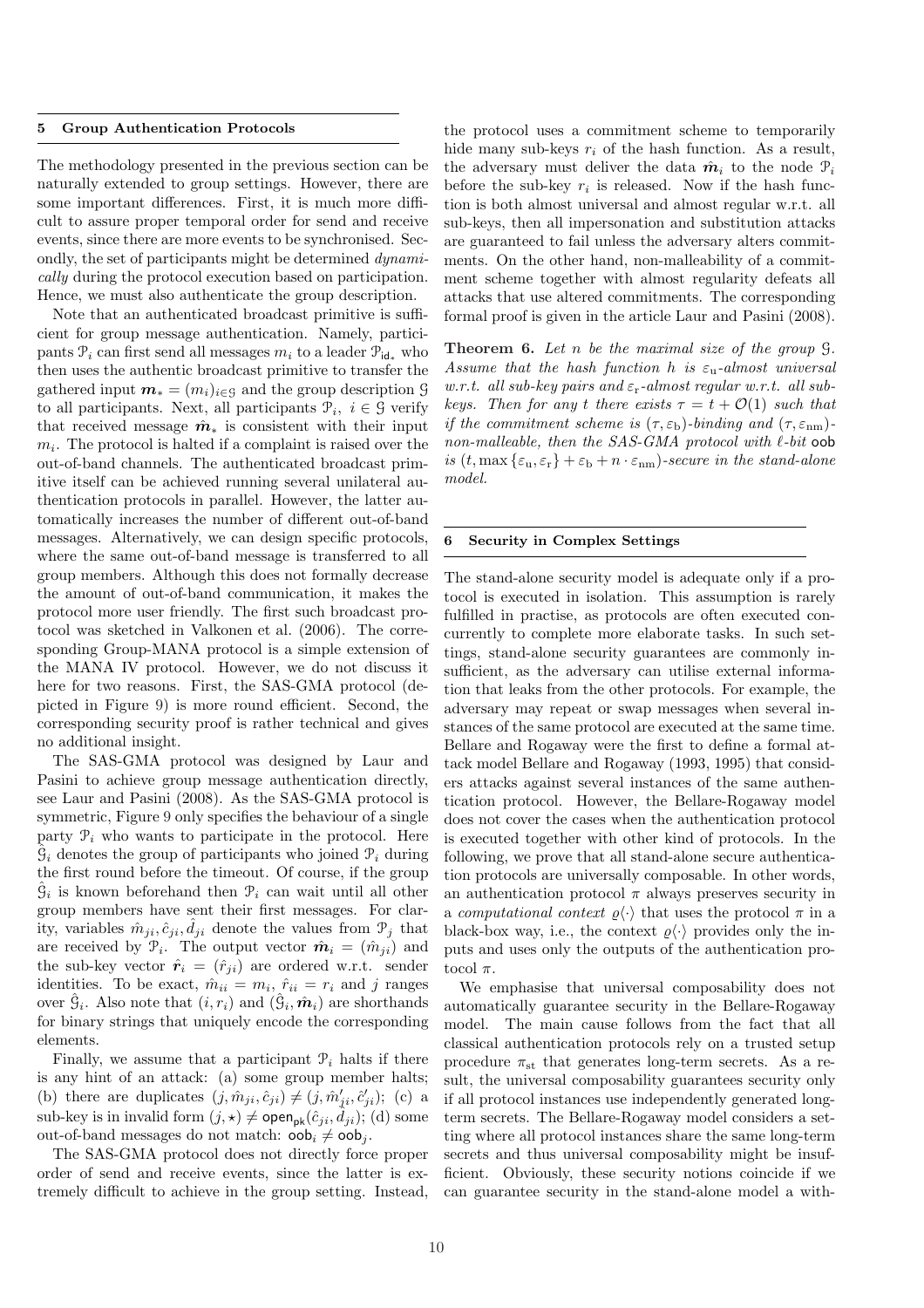## 5 Group Authentication Protocols

The methodology presented in the previous section can be naturally extended to group settings. However, there are some important differences. First, it is much more difficult to assure proper temporal order for send and receive events, since there are more events to be synchronised. Secondly, the set of participants might be determined *dynamically* during the protocol execution based on participation. Hence, we must also authenticate the group description.

Note that an authenticated broadcast primitive is sufficient for group message authentication. Namely, participants $\mathcal{P}_i$ can first send all messages $m_i$ to a leader $\mathcal{P}_{\mathsf{id}_*}$ who then uses the authentic broadcast primitive to transfer the gathered input $\boldsymbol{m}_* = (m_i)_{i\in\mathcal{G}}$ and the group description $\mathcal{G}$ to all participants. Next, all participants $\mathcal{P}_i$, $i \in \mathcal{G}$ verify that received message $\hat{\boldsymbol{m}}_*$ is consistent with their input $m_i$. The protocol is halted if a complaint is raised over the out-of-band channels. The authenticated broadcast primitive itself can be achieved running several unilateral authentication protocols in parallel. However, the latter automatically increases the number of different out-of-band messages. Alternatively, we can design specific protocols, where the same out-of-band message is transferred to all group members. Although this does not formally decrease the amount of out-of-band communication, it makes the protocol more user friendly. The first such broadcast protocol was sketched in Valkonen et al. (2006). The corresponding Group-MANA protocol is a simple extension of the MANA IV protocol. However, we do not discuss it here for two reasons. First, the SAS-GMA protocol (depicted in Figure 9) is more round efficient. Second, the corresponding security proof is rather technical and gives no additional insight.

The SAS-GMA protocol was designed by Laur and Pasini to achieve group message authentication directly, see Laur and Pasini (2008). As the SAS-GMA protocol is symmetric, Figure 9 only specifies the behaviour of a single party $\mathcal{P}_i$ who wants to participate in the protocol. Here $\hat{\mathcal{G}}_i$ denotes the group of participants who joined $\mathcal{P}_i$ during the first round before the timeout. Of course, if the group $\hat{\mathcal{G}}_i$ is known beforehand then $\mathcal{P}_i$ can wait until all other group members have sent their first messages. For clarity, variables $\hat{m}_{ji}, \hat{c}_{ji}, \hat{d}_{ji}$ denote the values from $\mathcal{P}_j$ that are received by $\mathcal{P}_i$. The output vector $\hat{\boldsymbol{m}}_i = (\hat{m}_{ji})$ and the sub-key vector $\hat{\boldsymbol{r}}_i = (\hat{r}_{ji})$ are ordered w.r.t. sender identities. To be exact, $\hat{m}_{ii} = m_i$, $\hat{r}_{ii} = r_i$ and $j$ ranges over $\hat{\mathcal{G}}_i$. Also note that $(i, r_i)$ and $(\hat{\mathcal{G}}_i, \hat{\boldsymbol{m}}_i)$ are shorthands for binary strings that uniquely encode the corresponding elements.

Finally, we assume that a participant $\mathcal{P}_i$ halts if there is any hint of an attack: (a) some group member halts; (b) there are duplicates $(j, \hat{m}_{ji}, \hat{c}_{ji}) \neq (j, \hat{m}'_{ji}, \hat{c}'_{ji})$; (c) a sub-key is in invalid form $(j, \star) \neq \mathsf{open}_{\mathsf{pk}}(\hat{c}_{ji}, \hat{d}_{ji})$; (d) some out-of-band messages do not match: $\mathsf{oob}_i \neq \mathsf{oob}_j$.

The SAS-GMA protocol does not directly force proper order of send and receive events, since the latter is extremely difficult to achieve in the group setting. Instead, the protocol uses a commitment scheme to temporarily hide many sub-keys $r_i$ of the hash function. As a result, the adversary must deliver the data $\hat{\boldsymbol{m}}_i$ to the node $\mathcal{P}_i$ before the sub-key $r_i$ is released. Now if the hash function is both almost universal and almost regular w.r.t. all sub-keys, then all impersonation and substitution attacks are guaranteed to fail unless the adversary alters commitments. On the other hand, non-malleability of a commitment scheme together with almost regularity defeats all attacks that use altered commitments. The corresponding formal proof is given in the article Laur and Pasini (2008).

**Theorem 6.** *Let $n$ be the maximal size of the group $\mathcal{G}$. Assume that the hash function $h$ is $\varepsilon_{\mathrm{u}}$-almost universal w.r.t. all sub-key pairs and $\varepsilon_{\mathrm{r}}$-almost regular w.r.t. all sub-keys. Then for any $t$ there exists $\tau = t + \mathcal{O}(1)$ such that if the commitment scheme is $(\tau, \varepsilon_{\mathrm{b}})$-binding and $(\tau, \varepsilon_{\mathrm{nm}})$-non-malleable, then the SAS-GMA protocol with $\ell$-bit* $\mathsf{oob}$ *is $(t, \max\{\varepsilon_{\mathrm{u}}, \varepsilon_{\mathrm{r}}\} + \varepsilon_{\mathrm{b}} + n \cdot \varepsilon_{\mathrm{nm}})$-secure in the stand-alone model.*

## 6 Security in Complex Settings

The stand-alone security model is adequate only if a protocol is executed in isolation. This assumption is rarely fulfilled in practise, as protocols are often executed concurrently to complete more elaborate tasks. In such settings, stand-alone security guarantees are commonly insufficient, as the adversary can utilise external information that leaks from the other protocols. For example, the adversary may repeat or swap messages when several instances of the same protocol are executed at the same time. Bellare and Rogaway were the first to define a formal attack model Bellare and Rogaway (1993, 1995) that considers attacks against several instances of the same authentication protocol. However, the Bellare-Rogaway model does not cover the cases when the authentication protocol is executed together with other kind of protocols. In the following, we prove that all stand-alone secure authentication protocols are universally composable. In other words, an authentication protocol $\pi$ always preserves security in a *computational context* $\varrho\langle\cdot\rangle$ that uses the protocol $\pi$ in a black-box way, i.e., the context $\varrho\langle\cdot\rangle$ provides only the inputs and uses only the outputs of the authentication protocol $\pi$.

We emphasise that universal composability does not automatically guarantee security in the Bellare-Rogaway model. The main cause follows from the fact that all classical authentication protocols rely on a trusted setup procedure $\pi_{\mathrm{st}}$ that generates long-term secrets. As a result, the universal composability guarantees security only if all protocol instances use independently generated long-term secrets. The Bellare-Rogaway model considers a setting where all protocol instances share the same long-term secrets and thus universal composability might be insufficient. Obviously, these security notions coincide if we can guarantee security in the stand-alone model a with-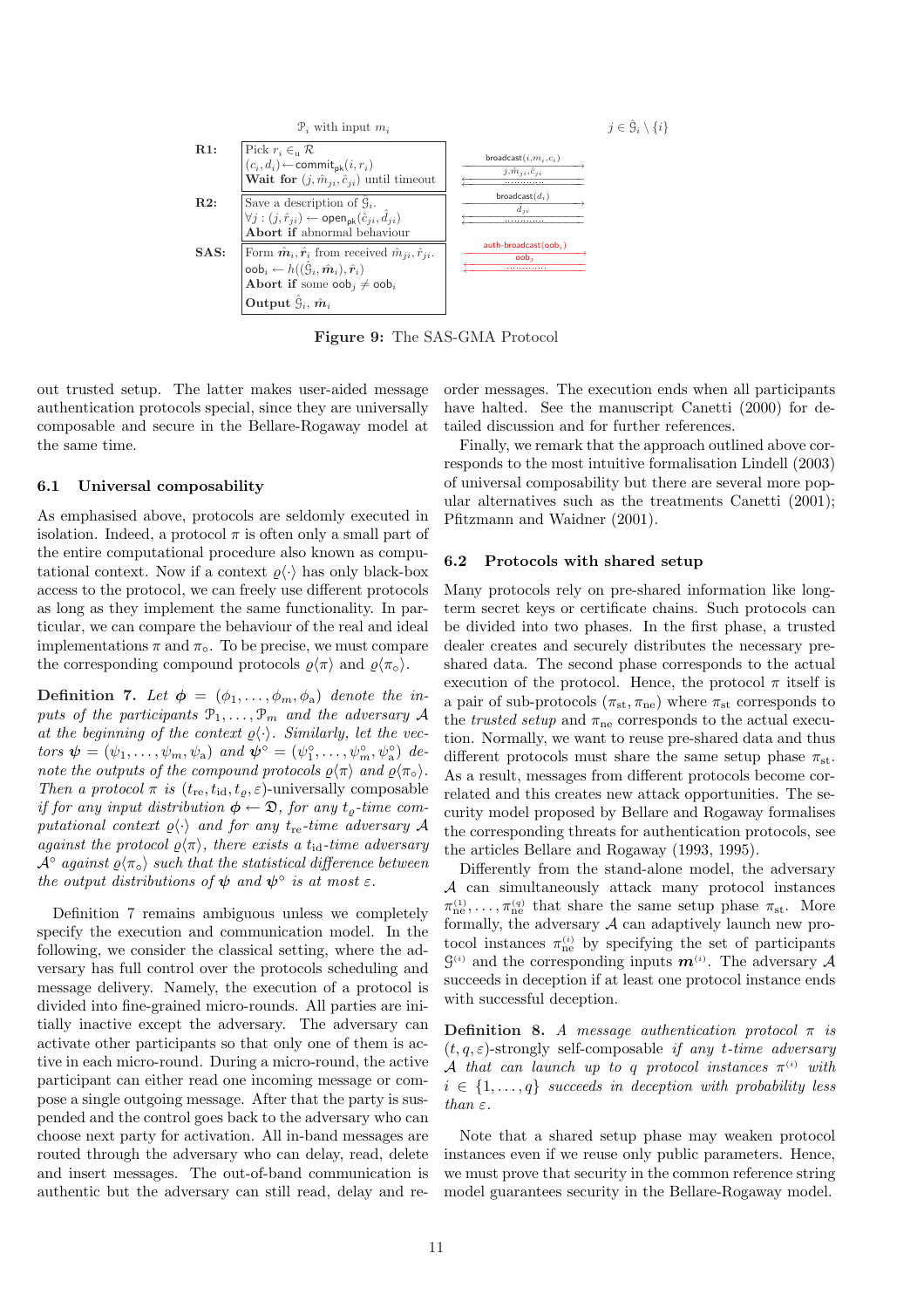| | $\mathcal{P}_i$ with input $m_i$ | | $j \in \hat{\mathcal{G}}_i \setminus \{i\}$ |
|---|---|---|---|
| **R1:** | Pick $r_i \in_u \mathcal{R}$ <br> $(c_i, d_i) \leftarrow \mathsf{commit}_{\mathsf{pk}}(i, r_i)$ <br> **Wait for** $(j, \hat{m}_{ji}, \hat{c}_{ji})$ until timeout | $\xrightarrow{\mathsf{broadcast}(i, m_i, c_i)}$ <br> $\xleftarrow{j, \hat{m}_{ji}, \hat{c}_{ji}}$ <br> $\xleftarrow{\ldots\ldots\ldots\ldots}$ | |
| **R2:** | Save a description of $\mathcal{G}_i$. <br> $\forall j : (j, \hat{r}_{ji}) \leftarrow \mathsf{open}_{\mathsf{pk}}(\hat{c}_{ji}, \hat{d}_{ji})$ <br> **Abort if** abnormal behaviour | $\xrightarrow{\mathsf{broadcast}(d_i)}$ <br> $\xleftarrow{\hat{d}_{ji}}$ <br> $\xleftarrow{\ldots\ldots\ldots\ldots}$ | |
| **SAS:** | Form $\hat{\boldsymbol{m}}_i, \hat{\boldsymbol{r}}_i$ from received $\hat{m}_{ji}, \hat{r}_{ji}$. <br> $\mathsf{oob}_i \leftarrow h((\hat{\mathcal{G}}_i, \hat{\boldsymbol{m}}_i), \hat{\boldsymbol{r}}_i)$ <br> **Abort if** some $\mathsf{oob}_j \neq \mathsf{oob}_i$ <br> **Output** $\hat{\mathcal{G}}_i, \hat{\boldsymbol{m}}_i$ | $\xrightarrow{\mathsf{auth\text{-}broadcast}(\mathsf{oob}_i)}$ <br> $\xleftarrow{\mathsf{oob}_j}$ <br> $\xleftarrow{\ldots\ldots\ldots\ldots}$ | |

**Figure 9:** The SAS-GMA Protocol

out trusted setup. The latter makes user-aided message authentication protocols special, since they are universally composable and secure in the Bellare-Rogaway model at the same time.

### 6.1 Universal composability

As emphasised above, protocols are seldomly executed in isolation. Indeed, a protocol $\pi$ is often only a small part of the entire computational procedure also known as computational context. Now if a context $\varrho\langle\cdot\rangle$ has only black-box access to the protocol, we can freely use different protocols as long as they implement the same functionality. In particular, we can compare the behaviour of the real and ideal implementations $\pi$ and $\pi_\circ$. To be precise, we must compare the corresponding compound protocols $\varrho\langle\pi\rangle$ and $\varrho\langle\pi_\circ\rangle$.

**Definition 7.** *Let $\boldsymbol{\phi} = (\phi_1, \ldots, \phi_m, \phi_{\mathrm{a}})$ denote the inputs of the participants $\mathcal{P}_1, \ldots, \mathcal{P}_m$ and the adversary $\mathcal{A}$ at the beginning of the context $\varrho\langle\cdot\rangle$. Similarly, let the vectors $\boldsymbol{\psi} = (\psi_1, \ldots, \psi_m, \psi_{\mathrm{a}})$ and $\boldsymbol{\psi}^\circ = (\psi_1^\circ, \ldots, \psi_m^\circ, \psi_{\mathrm{a}}^\circ)$ denote the outputs of the compound protocols $\varrho\langle\pi\rangle$ and $\varrho\langle\pi_\circ\rangle$. Then a protocol $\pi$ is $(t_{\mathrm{re}}, t_{\mathrm{id}}, t_\varrho, \varepsilon)$-universally composable if for any input distribution $\boldsymbol{\phi} \leftarrow \mathfrak{D}$, for any $t_\varrho$-time computational context $\varrho\langle\cdot\rangle$ and for any $t_{\mathrm{re}}$-time adversary $\mathcal{A}$ against the protocol $\varrho\langle\pi\rangle$, there exists a $t_{\mathrm{id}}$-time adversary $\mathcal{A}^\circ$ against $\varrho\langle\pi_\circ\rangle$ such that the statistical difference between the output distributions of $\boldsymbol{\psi}$ and $\boldsymbol{\psi}^\circ$ is at most $\varepsilon$.*

Definition 7 remains ambiguous unless we completely specify the execution and communication model. In the following, we consider the classical setting, where the adversary has full control over the protocols scheduling and message delivery. Namely, the execution of a protocol is divided into fine-grained micro-rounds. All parties are initially inactive except the adversary. The adversary can activate other participants so that only one of them is active in each micro-round. During a micro-round, the active participant can either read one incoming message or compose a single outgoing message. After that the party is suspended and the control goes back to the adversary who can choose next party for activation. All in-band messages are routed through the adversary who can delay, read, delete and insert messages. The out-of-band communication is authentic but the adversary can still read, delay and reorder messages. The execution ends when all participants have halted. See the manuscript Canetti (2000) for detailed discussion and for further references.

Finally, we remark that the approach outlined above corresponds to the most intuitive formalisation Lindell (2003) of universal composability but there are several more popular alternatives such as the treatments Canetti (2001); Pfitzmann and Waidner (2001).

### 6.2 Protocols with shared setup

Many protocols rely on pre-shared information like long-term secret keys or certificate chains. Such protocols can be divided into two phases. In the first phase, a trusted dealer creates and securely distributes the necessary pre-shared data. The second phase corresponds to the actual execution of the protocol. Hence, the protocol $\pi$ itself is a pair of sub-protocols $(\pi_{\mathrm{st}}, \pi_{\mathrm{ne}})$ where $\pi_{\mathrm{st}}$ corresponds to the *trusted setup* and $\pi_{\mathrm{ne}}$ corresponds to the actual execution. Normally, we want to reuse pre-shared data and thus different protocols must share the same setup phase $\pi_{\mathrm{st}}$. As a result, messages from different protocols become correlated and this creates new attack opportunities. The security model proposed by Bellare and Rogaway formalises the corresponding threats for authentication protocols, see the articles Bellare and Rogaway (1993, 1995).

Differently from the stand-alone model, the adversary $\mathcal{A}$ can simultaneously attack many protocol instances $\pi_{\mathrm{ne}}^{(1)}, \ldots, \pi_{\mathrm{ne}}^{(q)}$ that share the same setup phase $\pi_{\mathrm{st}}$. More formally, the adversary $\mathcal{A}$ can adaptively launch new protocol instances $\pi_{\mathrm{ne}}^{(i)}$ by specifying the set of participants $\mathcal{G}^{(i)}$ and the corresponding inputs $\boldsymbol{m}^{(i)}$. The adversary $\mathcal{A}$ succeeds in deception if at least one protocol instance ends with successful deception.

**Definition 8.** *A message authentication protocol $\pi$ is $(t, q, \varepsilon)$-strongly self-composable if any $t$-time adversary $\mathcal{A}$ that can launch up to $q$ protocol instances $\pi^{(i)}$ with $i \in \{1, \ldots, q\}$ succeeds in deception with probability less than $\varepsilon$.*

Note that a shared setup phase may weaken protocol instances even if we reuse only public parameters. Hence, we must prove that security in the common reference string model guarantees security in the Bellare-Rogaway model.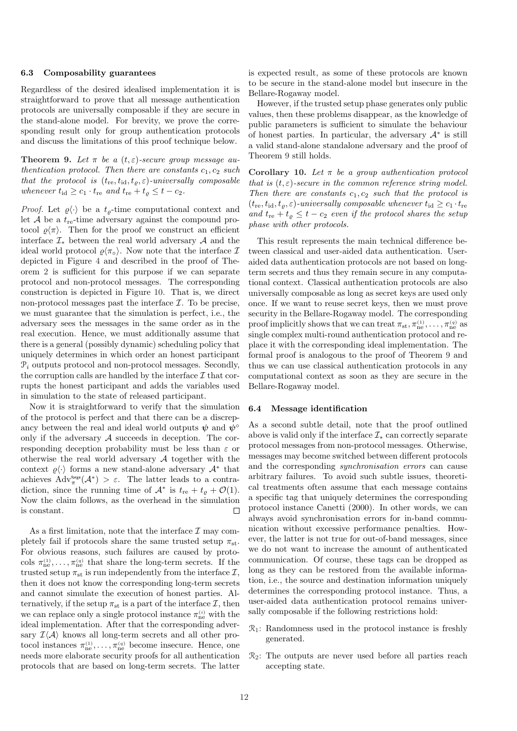### 6.3 Composability guarantees

Regardless of the desired idealised implementation it is straightforward to prove that all message authentication protocols are universally composable if they are secure in the stand-alone model. For brevity, we prove the corresponding result only for group authentication protocols and discuss the limitations of this proof technique below.

**Theorem 9.** *Let $\pi$ be a $(t, \varepsilon)$-secure group message authentication protocol. Then there are constants $c_1, c_2$ such that the protocol is $(t_{\mathrm{re}}, t_{\mathrm{id}}, t_\varrho, \varepsilon)$-universally composable whenever $t_{\mathrm{id}} \geq c_1 \cdot t_{\mathrm{re}}$ and $t_{\mathrm{re}} + t_\varrho \leq t - c_2$.*

*Proof.* Let $\varrho\langle\cdot\rangle$ be a $t_\varrho$-time computational context and let $\mathcal{A}$ be a $t_{\mathrm{re}}$-time adversary against the compound protocol $\varrho\langle\pi\rangle$. Then for the proof we construct an efficient interface $\mathcal{I}_*$ between the real world adversary $\mathcal{A}$ and the ideal world protocol $\varrho\langle\pi_\circ\rangle$. Now note that the interface $\mathcal{I}$ depicted in Figure 4 and described in the proof of Theorem 2 is sufficient for this purpose if we can separate protocol and non-protocol messages. The corresponding construction is depicted in Figure 10. That is, we direct non-protocol messages past the interface $\mathcal{I}$. To be precise, we must guarantee that the simulation is perfect, i.e., the adversary sees the messages in the same order as in the real execution. Hence, we must additionally assume that there is a general (possibly dynamic) scheduling policy that uniquely determines in which order an honest participant $\mathcal{P}_i$ outputs protocol and non-protocol messages. Secondly, the corruption calls are handled by the interface $\mathcal{I}$ that corrupts the honest participant and adds the variables used in simulation to the state of released participant.

Now it is straightforward to verify that the simulation of the protocol is perfect and that there can be a discrepancy between the real and ideal world outputs $\boldsymbol{\psi}$ and $\boldsymbol{\psi}^\circ$ only if the adversary $\mathcal{A}$ succeeds in deception. The corresponding deception probability must be less than $\varepsilon$ or otherwise the real world adversary $\mathcal{A}$ together with the context $\varrho\langle\cdot\rangle$ forms a new stand-alone adversary $\mathcal{A}^*$ that achieves $\mathrm{Adv}^{\mathsf{forge}}_\pi(\mathcal{A}^*) > \varepsilon$. The latter leads to a contradiction, since the running time of $\mathcal{A}^*$ is $t_{\mathrm{re}} + t_\varrho + \mathcal{O}(1)$. Now the claim follows, as the overhead in the simulation is constant. □

As a first limitation, note that the interface $\mathcal{I}$ may completely fail if protocols share the same trusted setup $\pi_{\mathrm{st}}$. For obvious reasons, such failures are caused by protocols $\pi^{(1)}_{\mathrm{ne}}, \ldots, \pi^{(q)}_{\mathrm{ne}}$ that share the long-term secrets. If the trusted setup $\pi_{\mathrm{st}}$ is run independently from the interface $\mathcal{I}$, then it does not know the corresponding long-term secrets and cannot simulate the execution of honest parties. Alternatively, if the setup $\pi_{\mathrm{st}}$ is a part of the interface $\mathcal{I}$, then we can replace only a single protocol instance $\pi^{(i)}_{\mathrm{ne}}$ with the ideal implementation. After that the corresponding adversary $\mathcal{I}\langle\mathcal{A}\rangle$ knows all long-term secrets and all other protocol instances $\pi^{(1)}_{\mathrm{ne}}, \ldots, \pi^{(q)}_{\mathrm{ne}}$ become insecure. Hence, one needs more elaborate security proofs for all authentication protocols that are based on long-term secrets. The latter is expected result, as some of these protocols are known to be secure in the stand-alone model but insecure in the Bellare-Rogaway model.

However, if the trusted setup phase generates only public values, then these problems disappear, as the knowledge of public parameters is sufficient to simulate the behaviour of honest parties. In particular, the adversary $\mathcal{A}^*$ is still a valid stand-alone standalone adversary and the proof of Theorem 9 still holds.

**Corollary 10.** *Let $\pi$ be a group authentication protocol that is $(t, \varepsilon)$-secure in the common reference string model. Then there are constants $c_1, c_2$ such that the protocol is $(t_{\mathrm{re}}, t_{\mathrm{id}}, t_\varrho, \varepsilon)$-universally composable whenever $t_{\mathrm{id}} \geq c_1 \cdot t_{\mathrm{re}}$ and $t_{\mathrm{re}} + t_\varrho \leq t - c_2$ even if the protocol shares the setup phase with other protocols.*

This result represents the main technical difference between classical and user-aided data authentication. User-aided data authentication protocols are not based on long-term secrets and thus they remain secure in any computational context. Classical authentication protocols are also universally composable as long as secret keys are used only once. If we want to reuse secret keys, then we must prove security in the Bellare-Rogaway model. The corresponding proof implicitly shows that we can treat $\pi_{\mathrm{st}}, \pi^{(1)}_{\mathrm{ne}}, \ldots, \pi^{(q)}_{\mathrm{ne}}$ as single complex multi-round authentication protocol and replace it with the corresponding ideal implementation. The formal proof is analogous to the proof of Theorem 9 and thus we can use classical authentication protocols in any computational context as soon as they are secure in the Bellare-Rogaway model.

### 6.4 Message identification

As a second subtle detail, note that the proof outlined above is valid only if the interface $\mathcal{I}_*$ can correctly separate protocol messages from non-protocol messages. Otherwise, messages may become switched between different protocols and the corresponding *synchronisation errors* can cause arbitrary failures. To avoid such subtle issues, theoretical treatments often assume that each message contains a specific tag that uniquely determines the corresponding protocol instance Canetti (2000). In other words, we can always avoid synchronisation errors for in-band communication without excessive performance penalties. However, the latter is not true for out-of-band messages, since we do not want to increase the amount of authenticated communication. Of course, these tags can be dropped as long as they can be restored from the available information, i.e., the source and destination information uniquely determines the corresponding protocol instance. Thus, a user-aided data authentication protocol remains universally composable if the following restrictions hold:

- $\mathcal{R}_1$: Randomness used in the protocol instance is freshly generated.
- $\mathcal{R}_2$: The outputs are never used before all parties reach accepting state.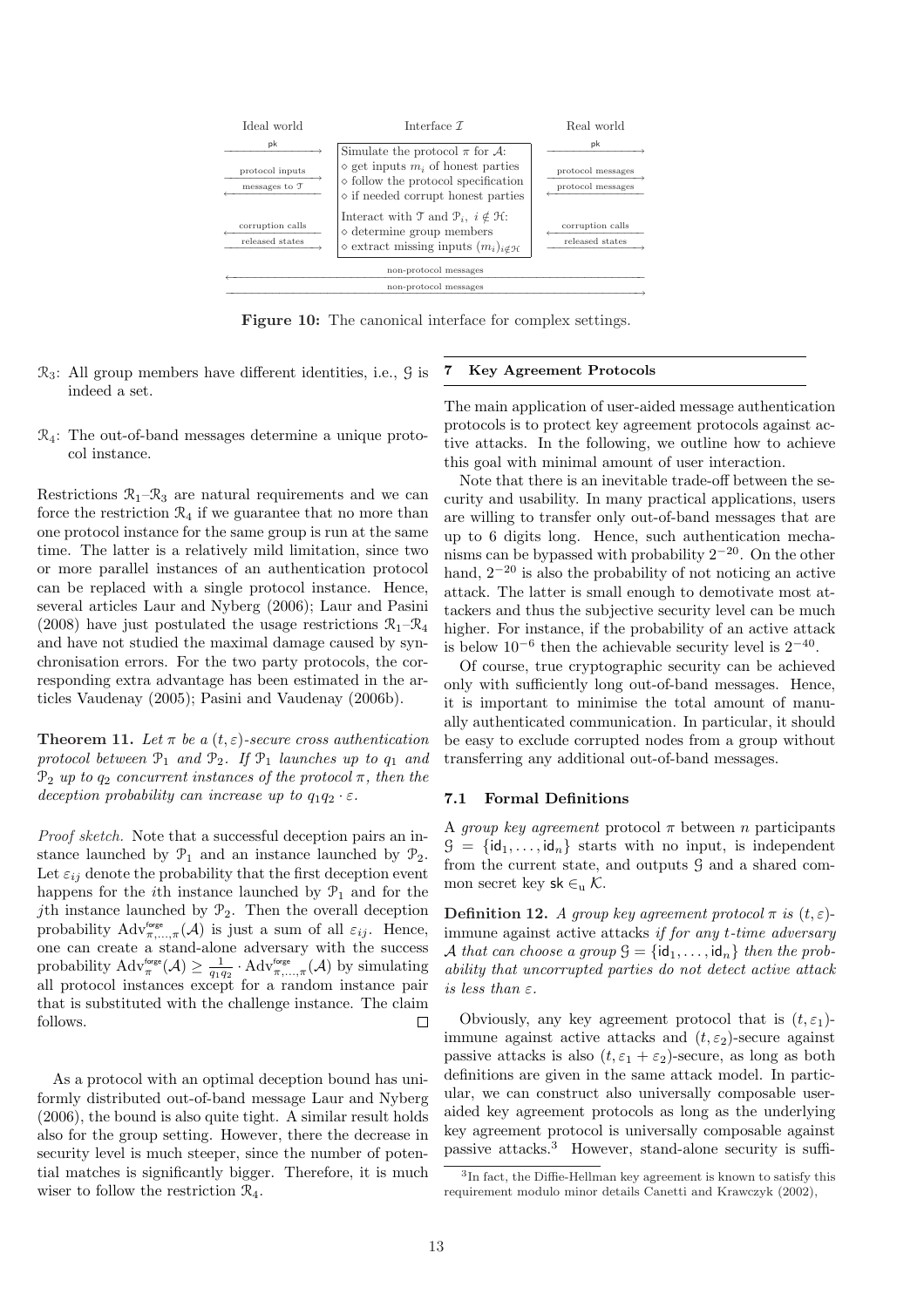| Ideal world | Interface $\mathcal{I}$ | Real world |
|---|---|---|
| $\xrightarrow{\mathsf{pk}}$ | Simulate the protocol $\pi$ for $\mathcal{A}$: | $\xrightarrow{\mathsf{pk}}$ |
| $\xrightarrow{\text{protocol inputs}}$ $\xleftarrow{\text{messages to } \mathcal{T}}$ | ⋄ get inputs $m_i$ of honest parties ⋄ follow the protocol specification ⋄ if needed corrupt honest parties | $\xrightarrow{\text{protocol messages}}$ $\xleftarrow{\text{protocol messages}}$ |
| $\xleftarrow{\text{corruption calls}}$ $\xrightarrow{\text{released states}}$ | Interact with $\mathcal{T}$ and $\mathcal{P}_i$, $i \notin \mathcal{H}$: ⋄ determine group members ⋄ extract missing inputs $(m_i)_{i \notin \mathcal{H}}$ | $\xleftarrow{\text{corruption calls}}$ $\xrightarrow{\text{released states}}$ |
| $\xleftarrow{\text{non-protocol messages}}$ | | |
| $\xrightarrow{\text{non-protocol messages}}$ | | |

**Figure 10:** The canonical interface for complex settings.

$\mathcal{R}_3$: All group members have different identities, i.e., $\mathcal{G}$ is indeed a set.

$\mathcal{R}_4$: The out-of-band messages determine a unique protocol instance.

Restrictions $\mathcal{R}_1$–$\mathcal{R}_3$ are natural requirements and we can force the restriction $\mathcal{R}_4$ if we guarantee that no more than one protocol instance for the same group is run at the same time. The latter is a relatively mild limitation, since two or more parallel instances of an authentication protocol can be replaced with a single protocol instance. Hence, several articles Laur and Nyberg (2006); Laur and Pasini (2008) have just postulated the usage restrictions $\mathcal{R}_1$–$\mathcal{R}_4$ and have not studied the maximal damage caused by synchronisation errors. For the two party protocols, the corresponding extra advantage has been estimated in the articles Vaudenay (2005); Pasini and Vaudenay (2006b).

**Theorem 11.** *Let $\pi$ be a $(t, \varepsilon)$-secure cross authentication protocol between $\mathcal{P}_1$ and $\mathcal{P}_2$. If $\mathcal{P}_1$ launches up to $q_1$ and $\mathcal{P}_2$ up to $q_2$ concurrent instances of the protocol $\pi$, then the deception probability can increase up to $q_1 q_2 \cdot \varepsilon$.*

*Proof sketch.* Note that a successful deception pairs an instance launched by $\mathcal{P}_1$ and an instance launched by $\mathcal{P}_2$. Let $\varepsilon_{ij}$ denote the probability that the first deception event happens for the $i$th instance launched by $\mathcal{P}_1$ and for the $j$th instance launched by $\mathcal{P}_2$. Then the overall deception probability $\mathrm{Adv}^{\mathsf{forge}}_{\pi,\ldots,\pi}(\mathcal{A})$ is just a sum of all $\varepsilon_{ij}$. Hence, one can create a stand-alone adversary with the success probability $\mathrm{Adv}^{\mathsf{forge}}_{\pi}(\mathcal{A}) \geq \frac{1}{q_1 q_2} \cdot \mathrm{Adv}^{\mathsf{forge}}_{\pi,\ldots,\pi}(\mathcal{A})$ by simulating all protocol instances except for a random instance pair that is substituted with the challenge instance. The claim follows. □

As a protocol with an optimal deception bound has uniformly distributed out-of-band message Laur and Nyberg (2006), the bound is also quite tight. A similar result holds also for the group setting. However, there the decrease in security level is much steeper, since the number of potential matches is significantly bigger. Therefore, it is much wiser to follow the restriction $\mathcal{R}_4$.

## 7 Key Agreement Protocols

The main application of user-aided message authentication protocols is to protect key agreement protocols against active attacks. In the following, we outline how to achieve this goal with minimal amount of user interaction.

Note that there is an inevitable trade-off between the security and usability. In many practical applications, users are willing to transfer only out-of-band messages that are up to 6 digits long. Hence, such authentication mechanisms can be bypassed with probability $2^{-20}$. On the other hand, $2^{-20}$ is also the probability of not noticing an active attack. The latter is small enough to demotivate most attackers and thus the subjective security level can be much higher. For instance, if the probability of an active attack is below $10^{-6}$ then the achievable security level is $2^{-40}$.

Of course, true cryptographic security can be achieved only with sufficiently long out-of-band messages. Hence, it is important to minimise the total amount of manually authenticated communication. In particular, it should be easy to exclude corrupted nodes from a group without transferring any additional out-of-band messages.

### 7.1 Formal Definitions

A *group key agreement* protocol $\pi$ between $n$ participants $\mathcal{G} = \{\mathsf{id}_1, \ldots, \mathsf{id}_n\}$ starts with no input, is independent from the current state, and outputs $\mathcal{G}$ and a shared common secret key $\mathsf{sk} \in_u \mathcal{K}$.

**Definition 12.** *A group key agreement protocol $\pi$ is $(t, \varepsilon)$-immune against active attacks if for any $t$-time adversary $\mathcal{A}$ that can choose a group $\mathcal{G} = \{\mathsf{id}_1, \ldots, \mathsf{id}_n\}$ then the probability that uncorrupted parties do not detect active attack is less than $\varepsilon$.*

Obviously, any key agreement protocol that is $(t, \varepsilon_1)$-immune against active attacks and $(t, \varepsilon_2)$-secure against passive attacks is also $(t, \varepsilon_1 + \varepsilon_2)$-secure, as long as both definitions are given in the same attack model. In particular, we can construct also universally composable user-aided key agreement protocols as long as the underlying key agreement protocol is universally composable against passive attacks.[3] However, stand-alone security is suffi-

[3] In fact, the Diffie-Hellman key agreement is known to satisfy this requirement modulo minor details Canetti and Krawczyk (2002),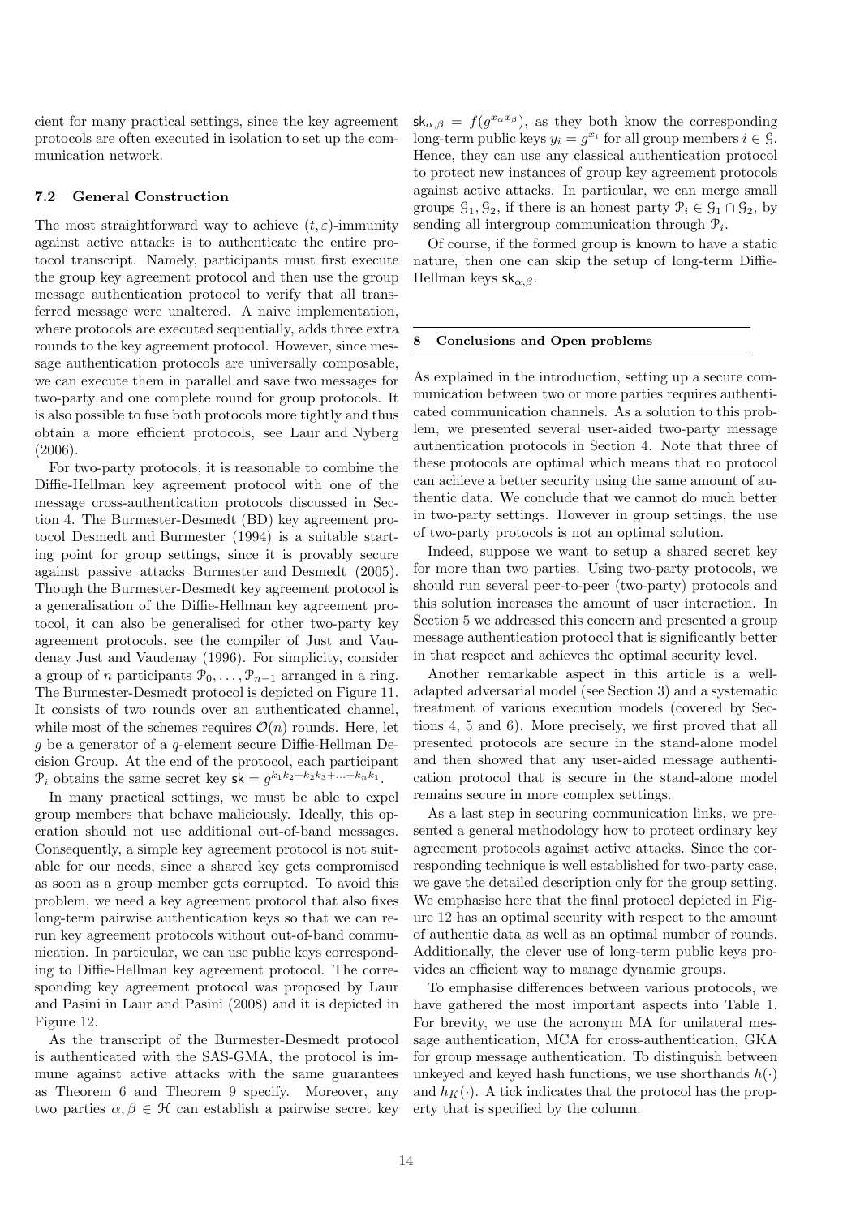cient for many practical settings, since the key agreement protocols are often executed in isolation to set up the communication network.

### 7.2 General Construction

The most straightforward way to achieve $(t, \varepsilon)$-immunity against active attacks is to authenticate the entire protocol transcript. Namely, participants must first execute the group key agreement protocol and then use the group message authentication protocol to verify that all transferred message were unaltered. A naive implementation, where protocols are executed sequentially, adds three extra rounds to the key agreement protocol. However, since message authentication protocols are universally composable, we can execute them in parallel and save two messages for two-party and one complete round for group protocols. It is also possible to fuse both protocols more tightly and thus obtain a more efficient protocols, see Laur and Nyberg (2006).

For two-party protocols, it is reasonable to combine the Diffie-Hellman key agreement protocol with one of the message cross-authentication protocols discussed in Section 4. The Burmester-Desmedt (BD) key agreement protocol Desmedt and Burmester (1994) is a suitable starting point for group settings, since it is provably secure against passive attacks Burmester and Desmedt (2005). Though the Burmester-Desmedt key agreement protocol is a generalisation of the Diffie-Hellman key agreement protocol, it can also be generalised for other two-party key agreement protocols, see the compiler of Just and Vaudenay Just and Vaudenay (1996). For simplicity, consider a group of $n$ participants $\mathcal{P}_0, \ldots, \mathcal{P}_{n-1}$ arranged in a ring. The Burmester-Desmedt protocol is depicted on Figure 11. It consists of two rounds over an authenticated channel, while most of the schemes requires $\mathcal{O}(n)$ rounds. Here, let $g$ be a generator of a $q$-element secure Diffie-Hellman Decision Group. At the end of the protocol, each participant $\mathcal{P}_i$ obtains the same secret key $\mathsf{sk} = g^{k_1k_2+k_2k_3+\ldots+k_nk_1}$.

In many practical settings, we must be able to expel group members that behave maliciously. Ideally, this operation should not use additional out-of-band messages. Consequently, a simple key agreement protocol is not suitable for our needs, since a shared key gets compromised as soon as a group member gets corrupted. To avoid this problem, we need a key agreement protocol that also fixes long-term pairwise authentication keys so that we can rerun key agreement protocols without out-of-band communication. In particular, we can use public keys corresponding to Diffie-Hellman key agreement protocol. The corresponding key agreement protocol was proposed by Laur and Pasini in Laur and Pasini (2008) and it is depicted in Figure 12.

As the transcript of the Burmester-Desmedt protocol is authenticated with the SAS-GMA, the protocol is immune against active attacks with the same guarantees as Theorem 6 and Theorem 9 specify. Moreover, any two parties $\alpha, \beta \in \mathcal{H}$ can establish a pairwise secret key $\mathsf{sk}_{\alpha,\beta} = f(g^{x_\alpha x_\beta})$, as they both know the corresponding long-term public keys $y_i = g^{x_i}$ for all group members $i \in \mathcal{G}$. Hence, they can use any classical authentication protocol to protect new instances of group key agreement protocols against active attacks. In particular, we can merge small groups $\mathcal{G}_1, \mathcal{G}_2$, if there is an honest party $\mathcal{P}_i \in \mathcal{G}_1 \cap \mathcal{G}_2$, by sending all intergroup communication through $\mathcal{P}_i$.

Of course, if the formed group is known to have a static nature, then one can skip the setup of long-term Diffie-Hellman keys $\mathsf{sk}_{\alpha,\beta}$.

## 8 Conclusions and Open problems

As explained in the introduction, setting up a secure communication between two or more parties requires authenticated communication channels. As a solution to this problem, we presented several user-aided two-party message authentication protocols in Section 4. Note that three of these protocols are optimal which means that no protocol can achieve a better security using the same amount of authentic data. We conclude that we cannot do much better in two-party settings. However in group settings, the use of two-party protocols is not an optimal solution.

Indeed, suppose we want to setup a shared secret key for more than two parties. Using two-party protocols, we should run several peer-to-peer (two-party) protocols and this solution increases the amount of user interaction. In Section 5 we addressed this concern and presented a group message authentication protocol that is significantly better in that respect and achieves the optimal security level.

Another remarkable aspect in this article is a well-adapted adversarial model (see Section 3) and a systematic treatment of various execution models (covered by Sections 4, 5 and 6). More precisely, we first proved that all presented protocols are secure in the stand-alone model and then showed that any user-aided message authentication protocol that is secure in the stand-alone model remains secure in more complex settings.

As a last step in securing communication links, we presented a general methodology how to protect ordinary key agreement protocols against active attacks. Since the corresponding technique is well established for two-party case, we gave the detailed description only for the group setting. We emphasise here that the final protocol depicted in Figure 12 has an optimal security with respect to the amount of authentic data as well as an optimal number of rounds. Additionally, the clever use of long-term public keys provides an efficient way to manage dynamic groups.

To emphasise differences between various protocols, we have gathered the most important aspects into Table 1. For brevity, we use the acronym MA for unilateral message authentication, MCA for cross-authentication, GKA for group message authentication. To distinguish between unkeyed and keyed hash functions, we use shorthands $h(\cdot)$ and $h_K(\cdot)$. A tick indicates that the protocol has the property that is specified by the column.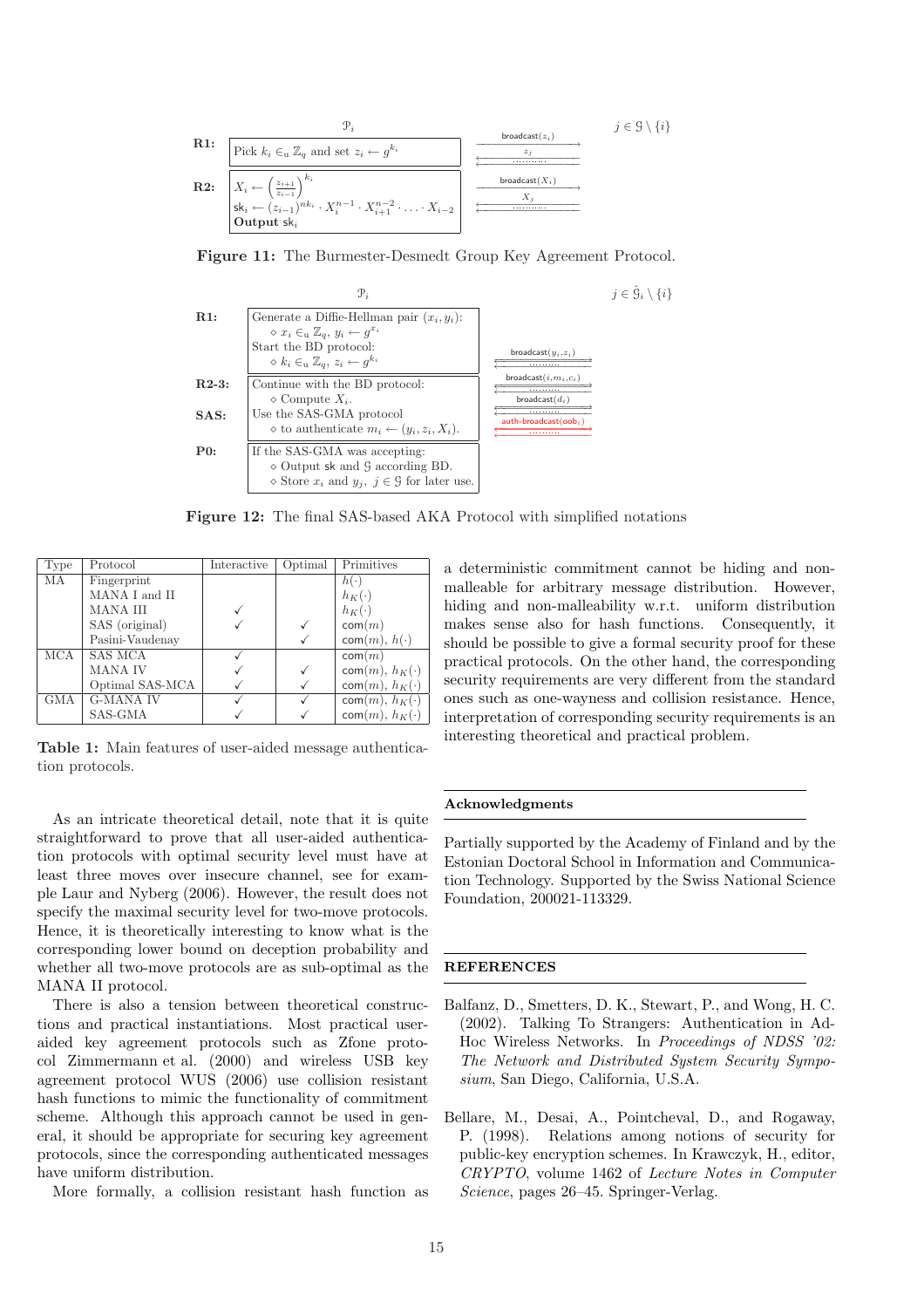| | $\mathcal{P}_i$ | | $j \in \mathcal{G} \setminus \{i\}$ |
|---|---|---|---|
| **R1:** | Pick $k_i \in_u \mathbb{Z}_q$ and set $z_i \leftarrow g^{k_i}$ | $\xrightarrow{\mathsf{broadcast}(z_i)}$ / $\xleftarrow{z_j}$ | |
| **R2:** | $X_i \leftarrow \left(\frac{z_{i+1}}{z_{i-1}}\right)^{k_i}$<br>$\mathsf{sk}_i \leftarrow (z_{i-1})^{nk_i} \cdot X_i^{n-1} \cdot X_{i+1}^{n-2} \cdot \ldots \cdot X_{i-2}$<br>**Output** $\mathsf{sk}_i$ | $\xrightarrow{\mathsf{broadcast}(X_i)}$ / $\xleftarrow{X_j}$ | |

**Figure 11:** The Burmester-Desmedt Group Key Agreement Protocol.

| | $\mathcal{P}_i$ | | $j \in \hat{\mathcal{G}}_i \setminus \{i\}$ |
|---|---|---|---|
| **R1:** | Generate a Diffie-Hellman pair $(x_i, y_i)$:<br>$\diamond$ $x_i \in_u \mathbb{Z}_q$, $y_i \leftarrow g^{x_i}$<br>Start the BD protocol:<br>$\diamond$ $k_i \in_u \mathbb{Z}_q$, $z_i \leftarrow g^{k_i}$ | $\mathsf{broadcast}(y_i, z_i)$ | |
| **R2-3:**<br><br>**SAS:** | Continue with the BD protocol:<br>$\diamond$ Compute $X_i$.<br>Use the SAS-GMA protocol<br>$\diamond$ to authenticate $m_i \leftarrow (y_i, z_i, X_i)$. | $\mathsf{broadcast}(i, m_i, c_i)$<br>$\mathsf{broadcast}(d_i)$<br>$\mathsf{auth\text{-}broadcast}(\mathsf{oob}_i)$ | |
| **P0:** | If the SAS-GMA was accepting:<br>$\diamond$ Output $\mathsf{sk}$ and $\mathcal{G}$ according BD.<br>$\diamond$ Store $x_i$ and $y_j$, $j \in \mathcal{G}$ for later use. | | |

**Figure 12:** The final SAS-based AKA Protocol with simplified notations

| Type | Protocol | Interactive | Optimal | Primitives |
|---|---|---|---|---|
| MA | Fingerprint | | | $h(\cdot)$ |
| | MANA I and II | | | $h_K(\cdot)$ |
| | MANA III | ✓ | | $h_K(\cdot)$ |
| | SAS (original) | ✓ | ✓ | $\mathsf{com}(m)$ |
| | Pasini-Vaudenay | | ✓ | $\mathsf{com}(m)$, $h(\cdot)$ |
| MCA | SAS MCA | ✓ | | $\mathsf{com}(m)$ |
| | MANA IV | ✓ | ✓ | $\mathsf{com}(m)$, $h_K(\cdot)$ |
| | Optimal SAS-MCA | ✓ | ✓ | $\mathsf{com}(m)$, $h_K(\cdot)$ |
| GMA | G-MANA IV | ✓ | ✓ | $\mathsf{com}(m)$, $h_K(\cdot)$ |
| | SAS-GMA | ✓ | ✓ | $\mathsf{com}(m)$, $h_K(\cdot)$ |

**Table 1:** Main features of user-aided message authentication protocols.

As an intricate theoretical detail, note that it is quite straightforward to prove that all user-aided authentication protocols with optimal security level must have at least three moves over insecure channel, see for example Laur and Nyberg (2006). However, the result does not specify the maximal security level for two-move protocols. Hence, it is theoretically interesting to know what is the corresponding lower bound on deception probability and whether all two-move protocols are as sub-optimal as the MANA II protocol.

There is also a tension between theoretical constructions and practical instantiations. Most practical user-aided key agreement protocols such as Zfone protocol Zimmermann et al. (2000) and wireless USB key agreement protocol WUS (2006) use collision resistant hash functions to mimic the functionality of commitment scheme. Although this approach cannot be used in general, it should be appropriate for securing key agreement protocols, since the corresponding authenticated messages have uniform distribution.

More formally, a collision resistant hash function as a deterministic commitment cannot be hiding and non-malleable for arbitrary message distribution. However, hiding and non-malleability w.r.t. uniform distribution makes sense also for hash functions. Consequently, it should be possible to give a formal security proof for these practical protocols. On the other hand, the corresponding security requirements are very different from the standard ones such as one-wayness and collision resistance. Hence, interpretation of corresponding security requirements is an interesting theoretical and practical problem.

## Acknowledgments

Partially supported by the Academy of Finland and by the Estonian Doctoral School in Information and Communication Technology. Supported by the Swiss National Science Foundation, 200021-113329.

## REFERENCES

Balfanz, D., Smetters, D. K., Stewart, P., and Wong, H. C. (2002). Talking To Strangers: Authentication in Ad-Hoc Wireless Networks. In *Proceedings of NDSS '02: The Network and Distributed System Security Symposium*, San Diego, California, U.S.A.

Bellare, M., Desai, A., Pointcheval, D., and Rogaway, P. (1998). Relations among notions of security for public-key encryption schemes. In Krawczyk, H., editor, *CRYPTO*, volume 1462 of *Lecture Notes in Computer Science*, pages 26–45. Springer-Verlag.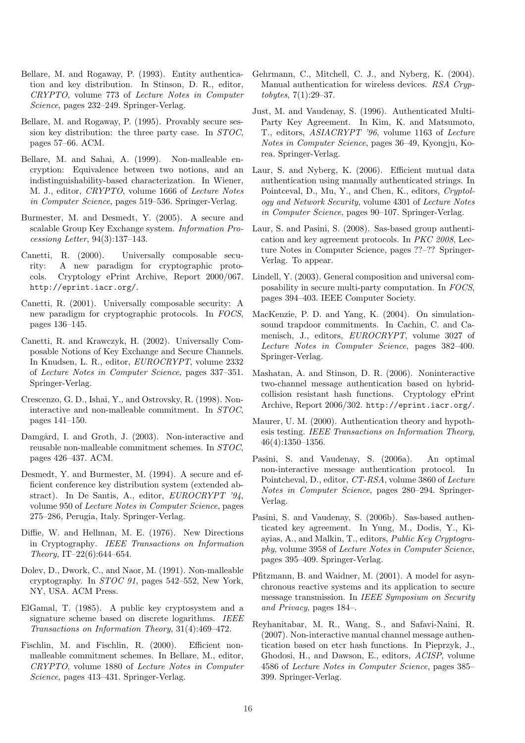Bellare, M. and Rogaway, P. (1993). Entity authentication and key distribution. In Stinson, D. R., editor, *CRYPTO*, volume 773 of *Lecture Notes in Computer Science*, pages 232–249. Springer-Verlag.

Bellare, M. and Rogaway, P. (1995). Provably secure session key distribution: the three party case. In *STOC*, pages 57–66. ACM.

Bellare, M. and Sahai, A. (1999). Non-malleable encryption: Equivalence between two notions, and an indistinguishability-based characterization. In Wiener, M. J., editor, *CRYPTO*, volume 1666 of *Lecture Notes in Computer Science*, pages 519–536. Springer-Verlag.

Burmester, M. and Desmedt, Y. (2005). A secure and scalable Group Key Exchange system. *Information Processiong Letter*, 94(3):137–143.

Canetti, R. (2000). Universally composable security: A new paradigm for cryptographic protocols. Cryptology ePrint Archive, Report 2000/067. `http://eprint.iacr.org/`.

Canetti, R. (2001). Universally composable security: A new paradigm for cryptographic protocols. In *FOCS*, pages 136–145.

Canetti, R. and Krawczyk, H. (2002). Universally Composable Notions of Key Exchange and Secure Channels. In Knudsen, L. R., editor, *EUROCRYPT*, volume 2332 of *Lecture Notes in Computer Science*, pages 337–351. Springer-Verlag.

Crescenzo, G. D., Ishai, Y., and Ostrovsky, R. (1998). Non-interactive and non-malleable commitment. In *STOC*, pages 141–150.

Damgård, I. and Groth, J. (2003). Non-interactive and reusable non-malleable commitment schemes. In *STOC*, pages 426–437. ACM.

Desmedt, Y. and Burmester, M. (1994). A secure and efficient conference key distribution system (extended abstract). In De Santis, A., editor, *EUROCRYPT '94*, volume 950 of *Lecture Notes in Computer Science*, pages 275–286, Perugia, Italy. Springer-Verlag.

Diffie, W. and Hellman, M. E. (1976). New Directions in Cryptography. *IEEE Transactions on Information Theory*, IT–22(6):644–654.

Dolev, D., Dwork, C., and Naor, M. (1991). Non-malleable cryptography. In *STOC 91*, pages 542–552, New York, NY, USA. ACM Press.

ElGamal, T. (1985). A public key cryptosystem and a signature scheme based on discrete logarithms. *IEEE Transactions on Information Theory*, 31(4):469–472.

Fischlin, M. and Fischlin, R. (2000). Efficient non-malleable commitment schemes. In Bellare, M., editor, *CRYPTO*, volume 1880 of *Lecture Notes in Computer Science*, pages 413–431. Springer-Verlag.

Gehrmann, C., Mitchell, C. J., and Nyberg, K. (2004). Manual authentication for wireless devices. *RSA Cryptobytes*, 7(1):29–37.

Just, M. and Vaudenay, S. (1996). Authenticated Multi-Party Key Agreement. In Kim, K. and Matsumoto, T., editors, *ASIACRYPT '96*, volume 1163 of *Lecture Notes in Computer Science*, pages 36–49, Kyongju, Korea. Springer-Verlag.

Laur, S. and Nyberg, K. (2006). Efficient mutual data authentication using manually authenticated strings. In Pointceval, D., Mu, Y., and Chen, K., editors, *Cryptology and Network Security*, volume 4301 of *Lecture Notes in Computer Science*, pages 90–107. Springer-Verlag.

Laur, S. and Pasini, S. (2008). Sas-based group authentication and key agreement protocols. In *PKC 2008*, Lecture Notes in Computer Science, pages ??–?? Springer-Verlag. To appear.

Lindell, Y. (2003). General composition and universal composability in secure multi-party computation. In *FOCS*, pages 394–403. IEEE Computer Society.

MacKenzie, P. D. and Yang, K. (2004). On simulation-sound trapdoor commitments. In Cachin, C. and Camenisch, J., editors, *EUROCRYPT*, volume 3027 of *Lecture Notes in Computer Science*, pages 382–400. Springer-Verlag.

Mashatan, A. and Stinson, D. R. (2006). Noninteractive two-channel message authentication based on hybrid-collision resistant hash functions. Cryptology ePrint Archive, Report 2006/302. `http://eprint.iacr.org/`.

Maurer, U. M. (2000). Authentication theory and hypothesis testing. *IEEE Transactions on Information Theory*, 46(4):1350–1356.

Pasini, S. and Vaudenay, S. (2006a). An optimal non-interactive message authentication protocol. In Pointcheval, D., editor, *CT-RSA*, volume 3860 of *Lecture Notes in Computer Science*, pages 280–294. Springer-Verlag.

Pasini, S. and Vaudenay, S. (2006b). Sas-based authenticated key agreement. In Yung, M., Dodis, Y., Kiayias, A., and Malkin, T., editors, *Public Key Cryptography*, volume 3958 of *Lecture Notes in Computer Science*, pages 395–409. Springer-Verlag.

Pfitzmann, B. and Waidner, M. (2001). A model for asynchronous reactive systems and its application to secure message transmission. In *IEEE Symposium on Security and Privacy*, pages 184–.

Reyhanitabar, M. R., Wang, S., and Safavi-Naini, R. (2007). Non-interactive manual channel message authentication based on etcr hash functions. In Pieprzyk, J., Ghodosi, H., and Dawson, E., editors, *ACISP*, volume 4586 of *Lecture Notes in Computer Science*, pages 385–399. Springer-Verlag.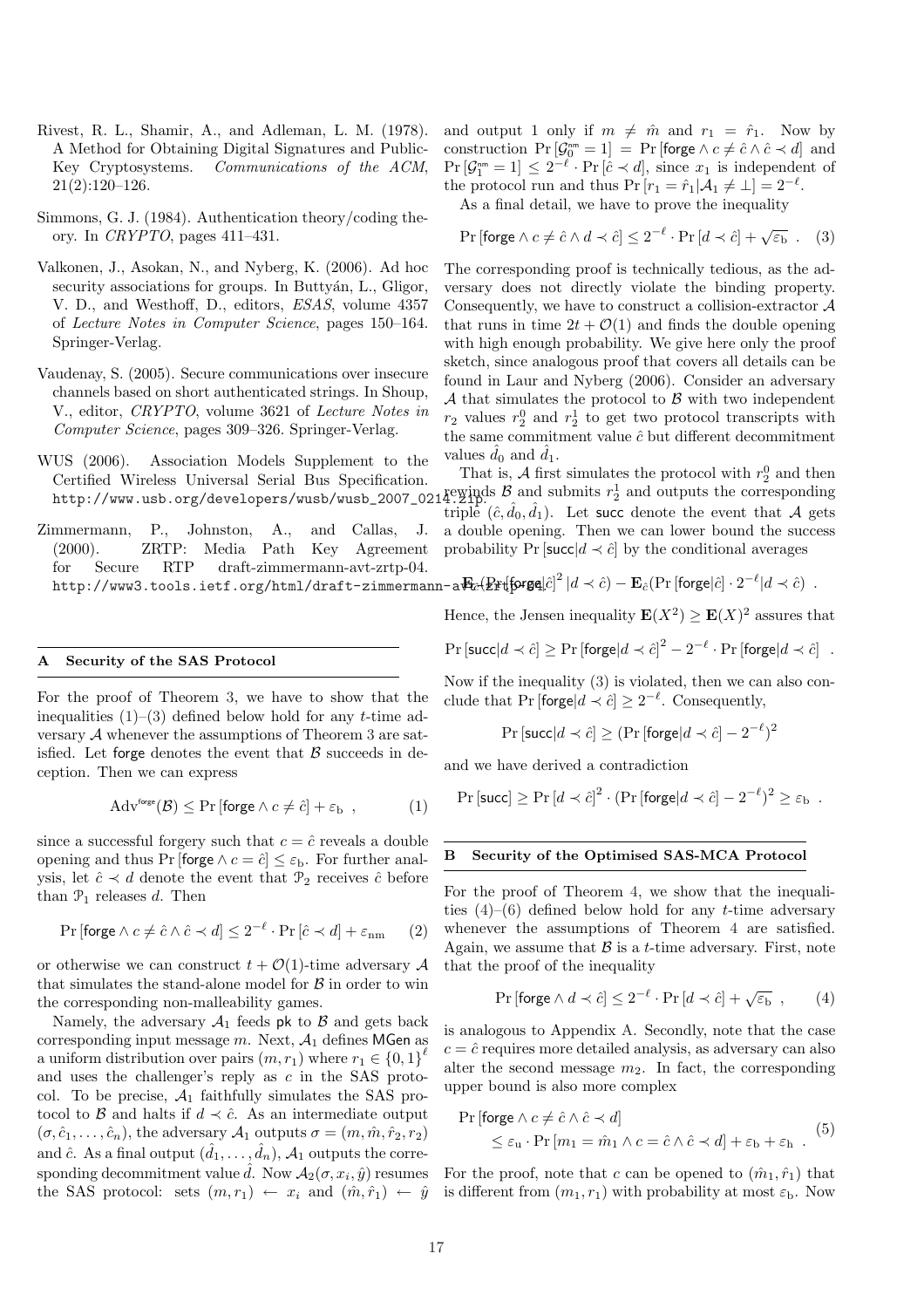Rivest, R. L., Shamir, A., and Adleman, L. M. (1978). A Method for Obtaining Digital Signatures and Public-Key Cryptosystems. *Communications of the ACM*, 21(2):120–126.

Simmons, G. J. (1984). Authentication theory/coding theory. In *CRYPTO*, pages 411–431.

Valkonen, J., Asokan, N., and Nyberg, K. (2006). Ad hoc security associations for groups. In Buttyán, L., Gligor, V. D., and Westhoff, D., editors, *ESAS*, volume 4357 of *Lecture Notes in Computer Science*, pages 150–164. Springer-Verlag.

Vaudenay, S. (2005). Secure communications over insecure channels based on short authenticated strings. In Shoup, V., editor, *CRYPTO*, volume 3621 of *Lecture Notes in Computer Science*, pages 309–326. Springer-Verlag.

WUS (2006). Association Models Supplement to the Certified Wireless Universal Serial Bus Specification. http://www.usb.org/developers/wusb/wusb_2007_0214.zip.

Zimmermann, P., Johnston, A., and Callas, J. (2000). ZRTP: Media Path Key Agreement for Secure RTP draft-zimmermann-avt-zrtp-04. http://www3.tools.ietf.org/html/draft-zimmermann-avt-zrtp-04.

## A Security of the SAS Protocol

For the proof of Theorem 3, we have to show that the inequalities (1)–(3) defined below hold for any $t$-time adversary $\mathcal{A}$ whenever the assumptions of Theorem 3 are satisfied. Let $\mathsf{forge}$ denotes the event that $\mathcal{B}$ succeeds in deception. Then we can express

$$\mathrm{Adv}^{\mathsf{forge}}(\mathcal{B}) \leq \Pr\left[\mathsf{forge} \wedge c \neq \hat{c}\right] + \varepsilon_{\mathrm{b}} \ , \qquad (1)$$

since a successful forgery such that $c = \hat{c}$ reveals a double opening and thus $\Pr\left[\mathsf{forge} \wedge c = \hat{c}\right] \leq \varepsilon_{\mathrm{b}}$. For further analysis, let $\hat{c} \prec d$ denote the event that $\mathcal{P}_2$ receives $\hat{c}$ before than $\mathcal{P}_1$ releases $d$. Then

$$\Pr\left[\mathsf{forge} \wedge c \neq \hat{c} \wedge \hat{c} \prec d\right] \leq 2^{-\ell} \cdot \Pr\left[\hat{c} \prec d\right] + \varepsilon_{\mathrm{nm}} \qquad (2)$$

or otherwise we can construct $t + \mathcal{O}(1)$-time adversary $\mathcal{A}$ that simulates the stand-alone model for $\mathcal{B}$ in order to win the corresponding non-malleability games.

Namely, the adversary $\mathcal{A}_1$ feeds $\mathsf{pk}$ to $\mathcal{B}$ and gets back corresponding input message $m$. Next, $\mathcal{A}_1$ defines $\mathsf{MGen}$ as a uniform distribution over pairs $(m, r_1)$ where $r_1 \in \{0,1\}^{\ell}$ and uses the challenger's reply as $c$ in the SAS protocol. To be precise, $\mathcal{A}_1$ faithfully simulates the SAS protocol to $\mathcal{B}$ and halts if $d \prec \hat{c}$. As an intermediate output $(\sigma, \hat{c}_1, \ldots, \hat{c}_n)$, the adversary $\mathcal{A}_1$ outputs $\sigma = (m, \hat{m}, \hat{r}_2, r_2)$ and $\hat{c}$. As a final output $(\hat{d}_1, \ldots, \hat{d}_n)$, $\mathcal{A}_1$ outputs the corresponding decommitment value $\hat{d}$. Now $\mathcal{A}_2(\sigma, x_i, \hat{y})$ resumes the SAS protocol: sets $(m, r_1) \leftarrow x_i$ and $(\hat{m}, \hat{r}_1) \leftarrow \hat{y}$ and output 1 only if $m \neq \hat{m}$ and $r_1 = \hat{r}_1$. Now by construction $\Pr\left[\mathcal{G}_0^{\mathsf{nm}} = 1\right] = \Pr\left[\mathsf{forge} \wedge c \neq \hat{c} \wedge \hat{c} \prec d\right]$ and $\Pr\left[\mathcal{G}_1^{\mathsf{nm}} = 1\right] \leq 2^{-\ell} \cdot \Pr\left[\hat{c} \prec d\right]$, since $x_1$ is independent of the protocol run and thus $\Pr\left[r_1 = \hat{r}_1 | \mathcal{A}_1 \neq \perp\right] = 2^{-\ell}$.

As a final detail, we have to prove the inequality

$$\Pr\left[\mathsf{forge} \wedge c \neq \hat{c} \wedge d \prec \hat{c}\right] \leq 2^{-\ell} \cdot \Pr\left[d \prec \hat{c}\right] + \sqrt{\varepsilon_{\mathrm{b}}} \ . \qquad (3)$$

The corresponding proof is technically tedious, as the adversary does not directly violate the binding property. Consequently, we have to construct a collision-extractor $\mathcal{A}$ that runs in time $2t + \mathcal{O}(1)$ and finds the double opening with high enough probability. We give here only the proof sketch, since analogous proof that covers all details can be found in Laur and Nyberg (2006). Consider an adversary $\mathcal{A}$ that simulates the protocol to $\mathcal{B}$ with two independent $r_2$ values $r_2^0$ and $r_2^1$ to get two protocol transcripts with the same commitment value $\hat{c}$ but different decommitment values $\hat{d}_0$ and $\hat{d}_1$.

That is, $\mathcal{A}$ first simulates the protocol with $r_2^0$ and then rewinds $\mathcal{B}$ and submits $r_2^1$ and outputs the corresponding triple $(\hat{c}, \hat{d}_0, \hat{d}_1)$. Let $\mathsf{succ}$ denote the event that $\mathcal{A}$ gets a double opening. Then we can lower bound the success probability $\Pr\left[\mathsf{succ} | d \prec \hat{c}\right]$ by the conditional averages

$$\mathbf{E}_{\hat{c}}(\Pr\left[\mathsf{forge}|\hat{c}\right]^2 | d \prec \hat{c}) - \mathbf{E}_{\hat{c}}(\Pr\left[\mathsf{forge}|\hat{c}\right] \cdot 2^{-\ell} | d \prec \hat{c}) \ .$$

Hence, the Jensen inequality $\mathbf{E}(X^2) \geq \mathbf{E}(X)^2$ assures that

$$\Pr\left[\mathsf{succ}|d \prec \hat{c}\right] \geq \Pr\left[\mathsf{forge}|d \prec \hat{c}\right]^2 - 2^{-\ell} \cdot \Pr\left[\mathsf{forge}|d \prec \hat{c}\right] \ .$$

Now if the inequality (3) is violated, then we can also conclude that $\Pr\left[\mathsf{forge}|d \prec \hat{c}\right] \geq 2^{-\ell}$. Consequently,

$$\Pr\left[\mathsf{succ}|d \prec \hat{c}\right] \geq (\Pr\left[\mathsf{forge}|d \prec \hat{c}\right] - 2^{-\ell})^2$$

and we have derived a contradiction

$$\Pr\left[\mathsf{succ}\right] \geq \Pr\left[d \prec \hat{c}\right]^2 \cdot (\Pr\left[\mathsf{forge}|d \prec \hat{c}\right] - 2^{-\ell})^2 \geq \varepsilon_{\mathrm{b}} \ .$$

## B Security of the Optimised SAS-MCA Protocol

For the proof of Theorem 4, we show that the inequalities (4)–(6) defined below hold for any $t$-time adversary whenever the assumptions of Theorem 4 are satisfied. Again, we assume that $\mathcal{B}$ is a $t$-time adversary. First, note that the proof of the inequality

$$\Pr\left[\mathsf{forge} \wedge d \prec \hat{c}\right] \leq 2^{-\ell} \cdot \Pr\left[d \prec \hat{c}\right] + \sqrt{\varepsilon_{\mathrm{b}}} \ , \qquad (4)$$

is analogous to Appendix A. Secondly, note that the case $c = \hat{c}$ requires more detailed analysis, as adversary can also alter the second message $m_2$. In fact, the corresponding upper bound is also more complex

$$\begin{aligned}&\Pr\left[\mathsf{forge} \wedge c \neq \hat{c} \wedge \hat{c} \prec d\right] \\ &\quad \leq \varepsilon_{\mathrm{u}} \cdot \Pr\left[m_1 = \hat{m}_1 \wedge c = \hat{c} \wedge \hat{c} \prec d\right] + \varepsilon_{\mathrm{b}} + \varepsilon_{\mathrm{h}} \ .\end{aligned} \qquad (5)$$

For the proof, note that $c$ can be opened to $(\hat{m}_1, \hat{r}_1)$ that is different from $(m_1, r_1)$ with probability at most $\varepsilon_{\mathrm{b}}$. Now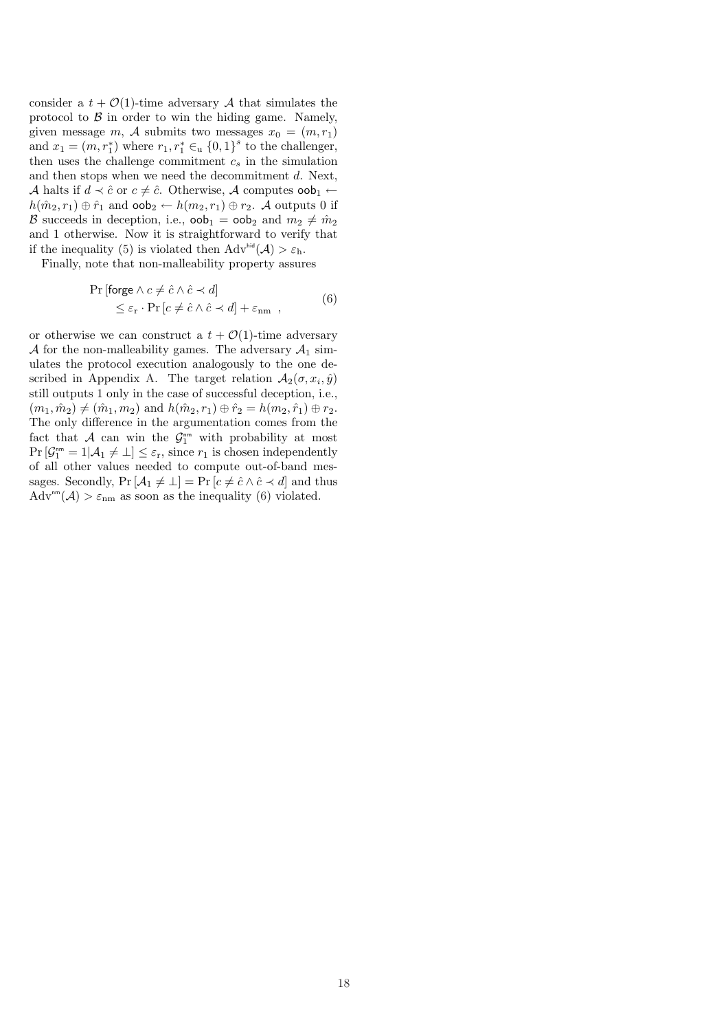consider a $t + \mathcal{O}(1)$-time adversary $\mathcal{A}$ that simulates the protocol to $\mathcal{B}$ in order to win the hiding game. Namely, given message $m$, $\mathcal{A}$ submits two messages $x_0 = (m, r_1)$ and $x_1 = (m, r_1^*)$ where $r_1, r_1^* \in_{\mathrm{u}} \{0,1\}^s$ to the challenger, then uses the challenge commitment $c_s$ in the simulation and then stops when we need the decommitment $d$. Next, $\mathcal{A}$ halts if $d \prec \hat{c}$ or $c \neq \hat{c}$. Otherwise, $\mathcal{A}$ computes $\mathsf{oob}_1 \leftarrow h(\hat{m}_2, r_1) \oplus \hat{r}_1$ and $\mathsf{oob}_2 \leftarrow h(m_2, r_1) \oplus r_2$. $\mathcal{A}$ outputs 0 if $\mathcal{B}$ succeeds in deception, i.e., $\mathsf{oob}_1 = \mathsf{oob}_2$ and $m_2 \neq \hat{m}_2$ and 1 otherwise. Now it is straightforward to verify that if the inequality (5) is violated then $\mathrm{Adv}^{\mathsf{hid}}(\mathcal{A}) > \varepsilon_{\mathrm{h}}$.

Finally, note that non-malleability property assures

$$
\begin{aligned}
&\Pr\left[\mathsf{forge} \wedge c \neq \hat{c} \wedge \hat{c} \prec d\right] \\
&\quad \leq \varepsilon_{\mathrm{r}} \cdot \Pr\left[c \neq \hat{c} \wedge \hat{c} \prec d\right] + \varepsilon_{\mathrm{nm}} \ ,
\end{aligned}
\tag{6}
$$

or otherwise we can construct a $t + \mathcal{O}(1)$-time adversary $\mathcal{A}$ for the non-malleability games. The adversary $\mathcal{A}_1$ simulates the protocol execution analogously to the one described in Appendix A. The target relation $\mathcal{A}_2(\sigma, x_i, \hat{y})$ still outputs 1 only in the case of successful deception, i.e., $(m_1, \hat{m}_2) \neq (\hat{m}_1, m_2)$ and $h(\hat{m}_2, r_1) \oplus \hat{r}_2 = h(m_2, \hat{r}_1) \oplus r_2$. The only difference in the argumentation comes from the fact that $\mathcal{A}$ can win the $\mathcal{G}_1^{\mathsf{nm}}$ with probability at most $\Pr\left[\mathcal{G}_1^{\mathsf{nm}} = 1 | \mathcal{A}_1 \neq \perp\right] \leq \varepsilon_{\mathrm{r}}$, since $r_1$ is chosen independently of all other values needed to compute out-of-band messages. Secondly, $\Pr\left[\mathcal{A}_1 \neq \perp\right] = \Pr\left[c \neq \hat{c} \wedge \hat{c} \prec d\right]$ and thus $\mathrm{Adv}^{\mathsf{nm}}(\mathcal{A}) > \varepsilon_{\mathrm{nm}}$ as soon as the inequality (6) violated.